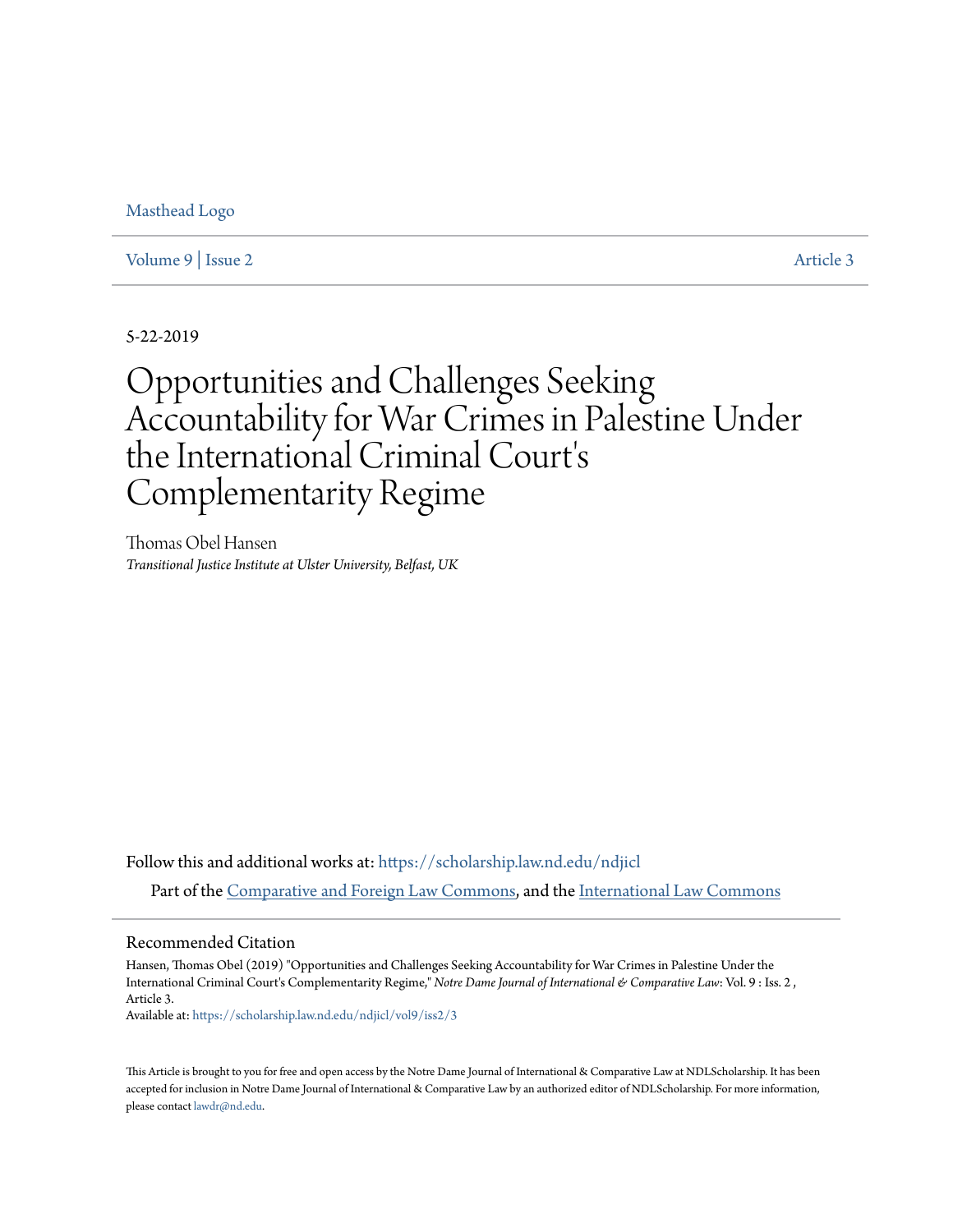Masthead Logo

Volume 9 | Issue 2 Article 3

5-22-2019

# Opportunities and Challenges Seeking Accountability for War Crimes in Palestine Under the International Criminal Court's Complementarity Regime

Thomas Obel Hansen

*Transitional Justice Institute at Ulster University, Belfast, UK*

Follow this and additional works at: https://scholarship.law.nd.edu/ndjicl

Part of the Comparative and Foreign Law Commons, and the International Law Commons

## Recommended Citation

Hansen, Thomas Obel (2019) "Opportunities and Challenges Seeking Accountability for War Crimes in Palestine Under the International Criminal Court's Complementarity Regime," *Notre Dame Journal of International & Comparative Law*: Vol. 9 : Iss. 2 , Article 3.

Available at: https://scholarship.law.nd.edu/ndjicl/vol9/iss2/3

This Article is brought to you for free and open access by the Notre Dame Journal of International & Comparative Law at NDLScholarship. It has been accepted for inclusion in Notre Dame Journal of International & Comparative Law by an authorized editor of NDLScholarship. For more information, please contact lawdr@nd.edu.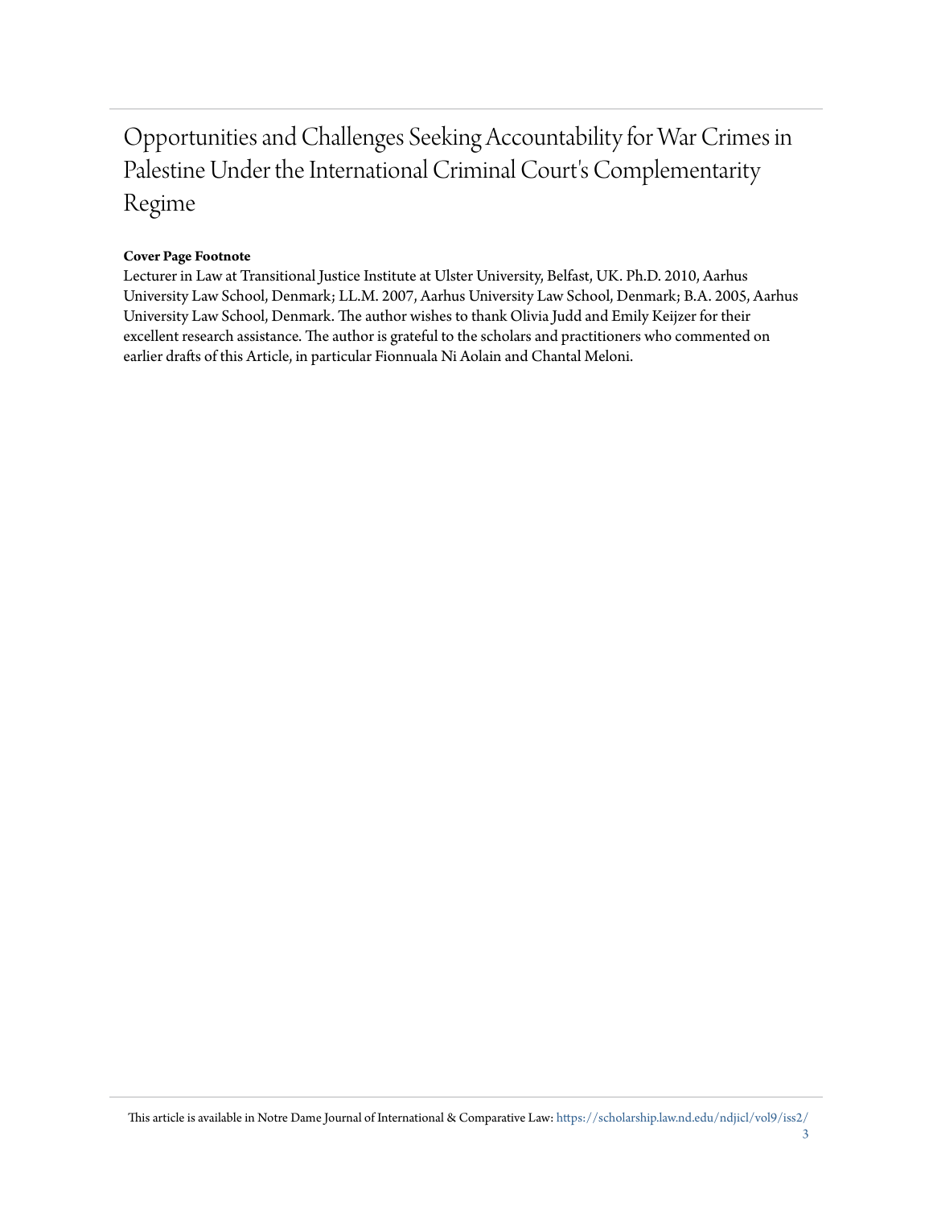# Opportunities and Challenges Seeking Accountability for War Crimes in Palestine Under the International Criminal Court's Complementarity Regime

**Cover Page Footnote**

Lecturer in Law at Transitional Justice Institute at Ulster University, Belfast, UK. Ph.D. 2010, Aarhus University Law School, Denmark; LL.M. 2007, Aarhus University Law School, Denmark; B.A. 2005, Aarhus University Law School, Denmark. The author wishes to thank Olivia Judd and Emily Keijzer for their excellent research assistance. The author is grateful to the scholars and practitioners who commented on earlier drafts of this Article, in particular Fionnuala Ni Aolain and Chantal Meloni.

This article is available in Notre Dame Journal of International & Comparative Law: https://scholarship.law.nd.edu/ndjicl/vol9/iss2/3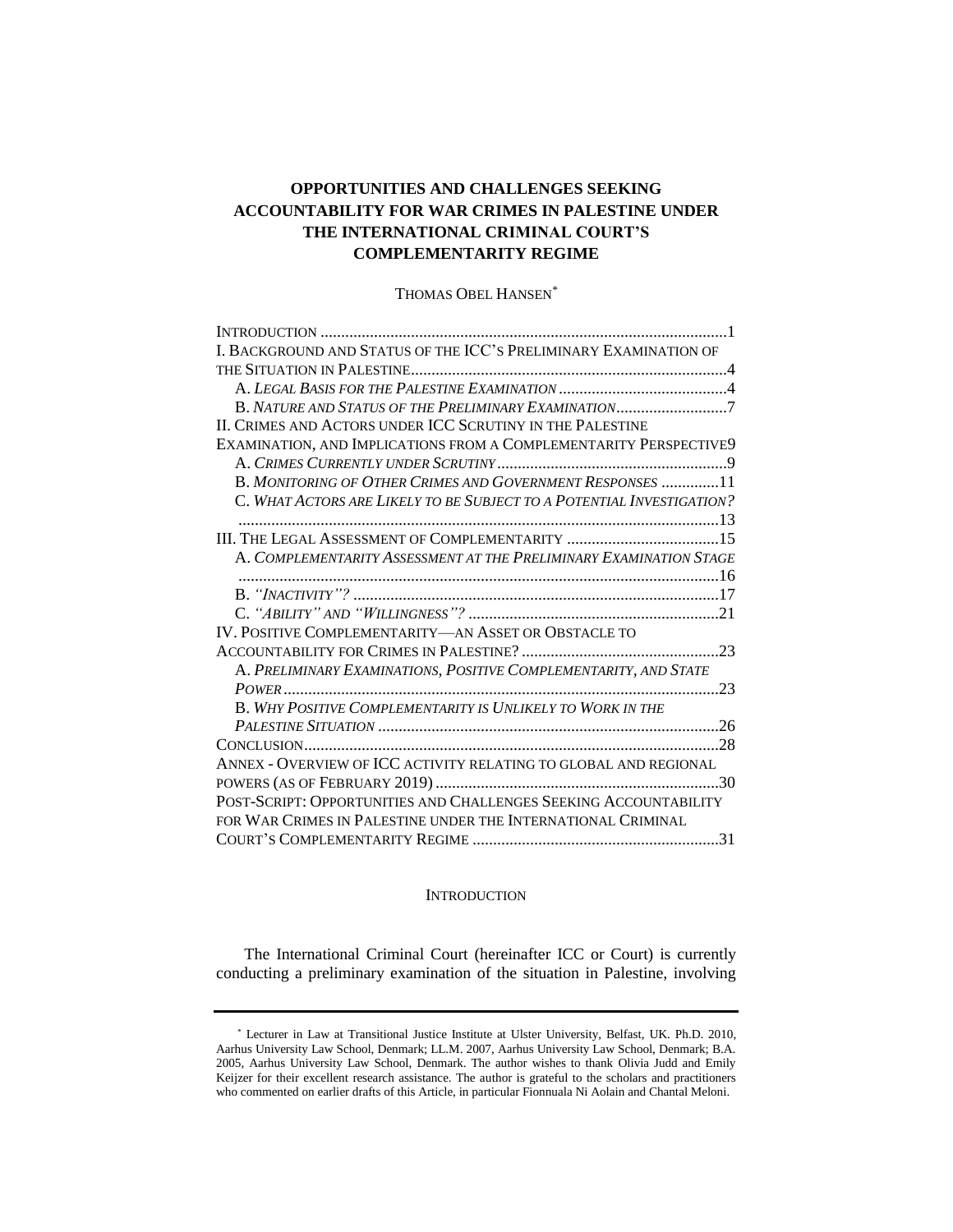# OPPORTUNITIES AND CHALLENGES SEEKING ACCOUNTABILITY FOR WAR CRIMES IN PALESTINE UNDER THE INTERNATIONAL CRIMINAL COURT'S COMPLEMENTARITY REGIME

THOMAS OBEL HANSEN*

INTRODUCTION .......... 1
I. BACKGROUND AND STATUS OF THE ICC'S PRELIMINARY EXAMINATION OF THE SITUATION IN PALESTINE .......... 4
  A. *LEGAL BASIS FOR THE PALESTINE EXAMINATION* .......... 4
  B. *NATURE AND STATUS OF THE PRELIMINARY EXAMINATION* .......... 7
II. CRIMES AND ACTORS UNDER ICC SCRUTINY IN THE PALESTINE EXAMINATION, AND IMPLICATIONS FROM A COMPLEMENTARITY PERSPECTIVE .......... 9
  A. *CRIMES CURRENTLY UNDER SCRUTINY* .......... 9
  B. *MONITORING OF OTHER CRIMES AND GOVERNMENT RESPONSES* .......... 11
  C. *WHAT ACTORS ARE LIKELY TO BE SUBJECT TO A POTENTIAL INVESTIGATION?* .......... 13
III. THE LEGAL ASSESSMENT OF COMPLEMENTARITY .......... 15
  A. *COMPLEMENTARITY ASSESSMENT AT THE PRELIMINARY EXAMINATION STAGE* .......... 16
  B. *"INACTIVITY"?* .......... 17
  C. *"ABILITY" AND "WILLINGNESS"?* .......... 21
IV. POSITIVE COMPLEMENTARITY—AN ASSET OR OBSTACLE TO ACCOUNTABILITY FOR CRIMES IN PALESTINE? .......... 23
  A. *PRELIMINARY EXAMINATIONS, POSITIVE COMPLEMENTARITY, AND STATE POWER* .......... 23
  B. *WHY POSITIVE COMPLEMENTARITY IS UNLIKELY TO WORK IN THE PALESTINE SITUATION* .......... 26
CONCLUSION .......... 28
ANNEX - OVERVIEW OF ICC ACTIVITY RELATING TO GLOBAL AND REGIONAL POWERS (AS OF FEBRUARY 2019) .......... 30
POST-SCRIPT: OPPORTUNITIES AND CHALLENGES SEEKING ACCOUNTABILITY FOR WAR CRIMES IN PALESTINE UNDER THE INTERNATIONAL CRIMINAL COURT'S COMPLEMENTARITY REGIME .......... 31

## INTRODUCTION

The International Criminal Court (hereinafter ICC or Court) is currently conducting a preliminary examination of the situation in Palestine, involving

---

* Lecturer in Law at Transitional Justice Institute at Ulster University, Belfast, UK. Ph.D. 2010, Aarhus University Law School, Denmark; LL.M. 2007, Aarhus University Law School, Denmark; B.A. 2005, Aarhus University Law School, Denmark. The author wishes to thank Olivia Judd and Emily Keijzer for their excellent research assistance. The author is grateful to the scholars and practitioners who commented on earlier drafts of this Article, in particular Fionnuala Ni Aolain and Chantal Meloni.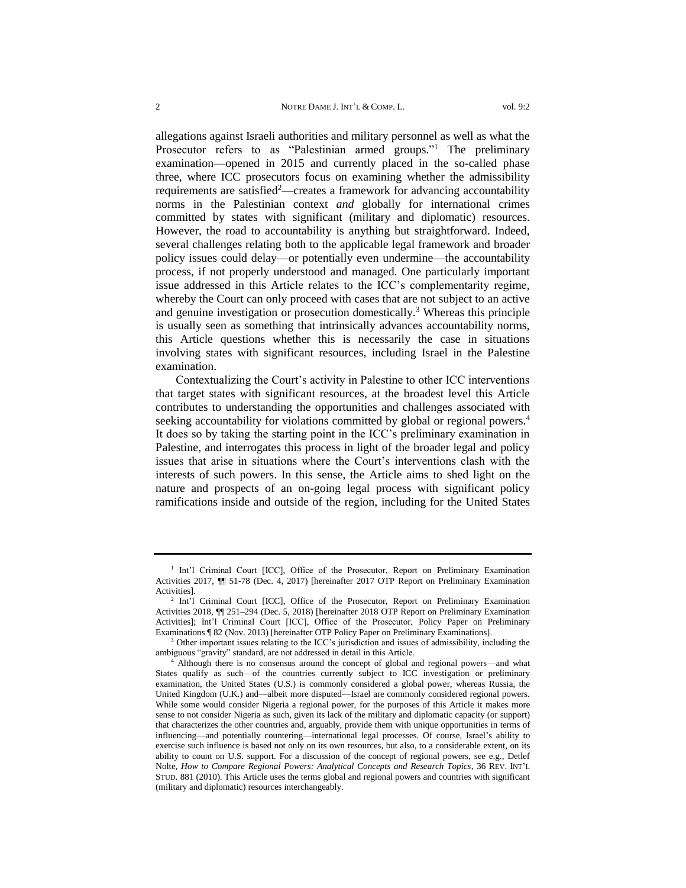allegations against Israeli authorities and military personnel as well as what the Prosecutor refers to as "Palestinian armed groups."[1] The preliminary examination—opened in 2015 and currently placed in the so-called phase three, where ICC prosecutors focus on examining whether the admissibility requirements are satisfied[2]—creates a framework for advancing accountability norms in the Palestinian context *and* globally for international crimes committed by states with significant (military and diplomatic) resources. However, the road to accountability is anything but straightforward. Indeed, several challenges relating both to the applicable legal framework and broader policy issues could delay—or potentially even undermine—the accountability process, if not properly understood and managed. One particularly important issue addressed in this Article relates to the ICC's complementarity regime, whereby the Court can only proceed with cases that are not subject to an active and genuine investigation or prosecution domestically.[3] Whereas this principle is usually seen as something that intrinsically advances accountability norms, this Article questions whether this is necessarily the case in situations involving states with significant resources, including Israel in the Palestine examination.

Contextualizing the Court's activity in Palestine to other ICC interventions that target states with significant resources, at the broadest level this Article contributes to understanding the opportunities and challenges associated with seeking accountability for violations committed by global or regional powers.[4] It does so by taking the starting point in the ICC's preliminary examination in Palestine, and interrogates this process in light of the broader legal and policy issues that arise in situations where the Court's interventions clash with the interests of such powers. In this sense, the Article aims to shed light on the nature and prospects of an on-going legal process with significant policy ramifications inside and outside of the region, including for the United States

---

[1] Int'l Criminal Court [ICC], Office of the Prosecutor, Report on Preliminary Examination Activities 2017, ¶¶ 51-78 (Dec. 4, 2017) [hereinafter 2017 OTP Report on Preliminary Examination Activities].

[2] Int'l Criminal Court [ICC], Office of the Prosecutor, Report on Preliminary Examination Activities 2018, ¶¶ 251–294 (Dec. 5, 2018) [hereinafter 2018 OTP Report on Preliminary Examination Activities]; Int'l Criminal Court [ICC], Office of the Prosecutor, Policy Paper on Preliminary Examinations ¶ 82 (Nov. 2013) [hereinafter OTP Policy Paper on Preliminary Examinations].

[3] Other important issues relating to the ICC's jurisdiction and issues of admissibility, including the ambiguous "gravity" standard, are not addressed in detail in this Article.

[4] Although there is no consensus around the concept of global and regional powers—and what States qualify as such—of the countries currently subject to ICC investigation or preliminary examination, the United States (U.S.) is commonly considered a global power, whereas Russia, the United Kingdom (U.K.) and—albeit more disputed—Israel are commonly considered regional powers. While some would consider Nigeria a regional power, for the purposes of this Article it makes more sense to not consider Nigeria as such, given its lack of the military and diplomatic capacity (or support) that characterizes the other countries and, arguably, provide them with unique opportunities in terms of influencing—and potentially countering—international legal processes. Of course, Israel's ability to exercise such influence is based not only on its own resources, but also, to a considerable extent, on its ability to count on U.S. support. For a discussion of the concept of regional powers, see e.g., Detlef Nolte, *How to Compare Regional Powers: Analytical Concepts and Research Topics*, 36 REV. INT'L STUD. 881 (2010). This Article uses the terms global and regional powers and countries with significant (military and diplomatic) resources interchangeably.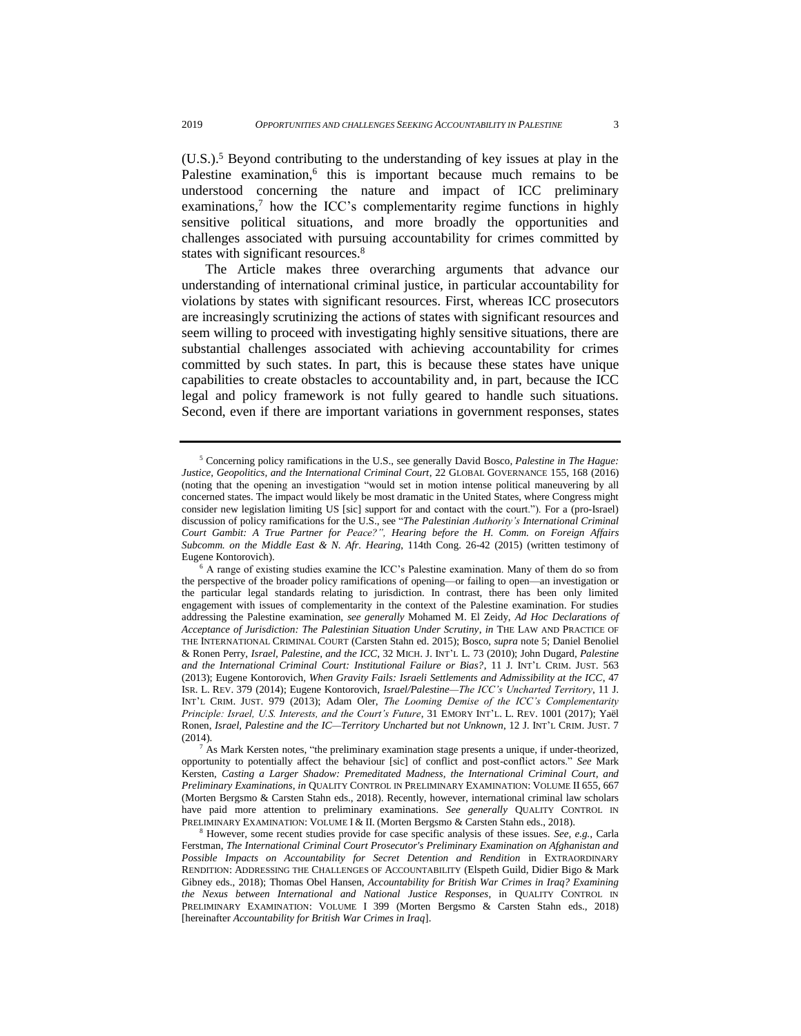(U.S.).[5] Beyond contributing to the understanding of key issues at play in the Palestine examination,[6] this is important because much remains to be understood concerning the nature and impact of ICC preliminary examinations,[7] how the ICC's complementarity regime functions in highly sensitive political situations, and more broadly the opportunities and challenges associated with pursuing accountability for crimes committed by states with significant resources.[8]

The Article makes three overarching arguments that advance our understanding of international criminal justice, in particular accountability for violations by states with significant resources. First, whereas ICC prosecutors are increasingly scrutinizing the actions of states with significant resources and seem willing to proceed with investigating highly sensitive situations, there are substantial challenges associated with achieving accountability for crimes committed by such states. In part, this is because these states have unique capabilities to create obstacles to accountability and, in part, because the ICC legal and policy framework is not fully geared to handle such situations. Second, even if there are important variations in government responses, states

---

[5] Concerning policy ramifications in the U.S., see generally David Bosco, *Palestine in The Hague: Justice, Geopolitics, and the International Criminal Court*, 22 GLOBAL GOVERNANCE 155, 168 (2016) (noting that the opening an investigation "would set in motion intense political maneuvering by all concerned states. The impact would likely be most dramatic in the United States, where Congress might consider new legislation limiting US [sic] support for and contact with the court."). For a (pro-Israel) discussion of policy ramifications for the U.S., see "*The Palestinian Authority's International Criminal Court Gambit: A True Partner for Peace?", Hearing before the H. Comm. on Foreign Affairs Subcomm. on the Middle East & N. Afr. Hearing*, 114th Cong. 26-42 (2015) (written testimony of Eugene Kontorovich).

[6] A range of existing studies examine the ICC's Palestine examination. Many of them do so from the perspective of the broader policy ramifications of opening—or failing to open—an investigation or the particular legal standards relating to jurisdiction. In contrast, there has been only limited engagement with issues of complementarity in the context of the Palestine examination. For studies addressing the Palestine examination, *see generally* Mohamed M. El Zeidy, *Ad Hoc Declarations of Acceptance of Jurisdiction: The Palestinian Situation Under Scrutiny*, *in* THE LAW AND PRACTICE OF THE INTERNATIONAL CRIMINAL COURT (Carsten Stahn ed. 2015); Bosco, *supra* note 5; Daniel Benoliel & Ronen Perry, *Israel, Palestine, and the ICC*, 32 MICH. J. INT'L L. 73 (2010); John Dugard, *Palestine and the International Criminal Court: Institutional Failure or Bias?*, 11 J. INT'L CRIM. JUST. 563 (2013); Eugene Kontorovich, *When Gravity Fails: Israeli Settlements and Admissibility at the ICC*, 47 ISR. L. REV. 379 (2014); Eugene Kontorovich, *Israel/Palestine—The ICC's Uncharted Territory*, 11 J. INT'L CRIM. JUST. 979 (2013); Adam Oler, *The Looming Demise of the ICC's Complementarity Principle: Israel, U.S. Interests, and the Court's Future*, 31 EMORY INT'L. L. REV. 1001 (2017); Yaël Ronen, *Israel, Palestine and the IC—Territory Uncharted but not Unknown*, 12 J. INT'L CRIM. JUST. 7 (2014).

[7] As Mark Kersten notes, "the preliminary examination stage presents a unique, if under-theorized, opportunity to potentially affect the behaviour [sic] of conflict and post-conflict actors." *See* Mark Kersten, *Casting a Larger Shadow: Premeditated Madness, the International Criminal Court, and Preliminary Examinations*, *in* QUALITY CONTROL IN PRELIMINARY EXAMINATION: VOLUME II 655, 667 (Morten Bergsmo & Carsten Stahn eds., 2018). Recently, however, international criminal law scholars have paid more attention to preliminary examinations. *See generally* QUALITY CONTROL IN PRELIMINARY EXAMINATION: VOLUME I & II. (Morten Bergsmo & Carsten Stahn eds., 2018).

[8] However, some recent studies provide for case specific analysis of these issues. *See, e.g.*, Carla Ferstman, *The International Criminal Court Prosecutor's Preliminary Examination on Afghanistan and Possible Impacts on Accountability for Secret Detention and Rendition* in EXTRAORDINARY RENDITION: ADDRESSING THE CHALLENGES OF ACCOUNTABILITY (Elspeth Guild, Didier Bigo & Mark Gibney eds., 2018); Thomas Obel Hansen, *Accountability for British War Crimes in Iraq? Examining the Nexus between International and National Justice Responses*, in QUALITY CONTROL IN PRELIMINARY EXAMINATION: VOLUME I 399 (Morten Bergsmo & Carsten Stahn eds., 2018) [hereinafter *Accountability for British War Crimes in Iraq*].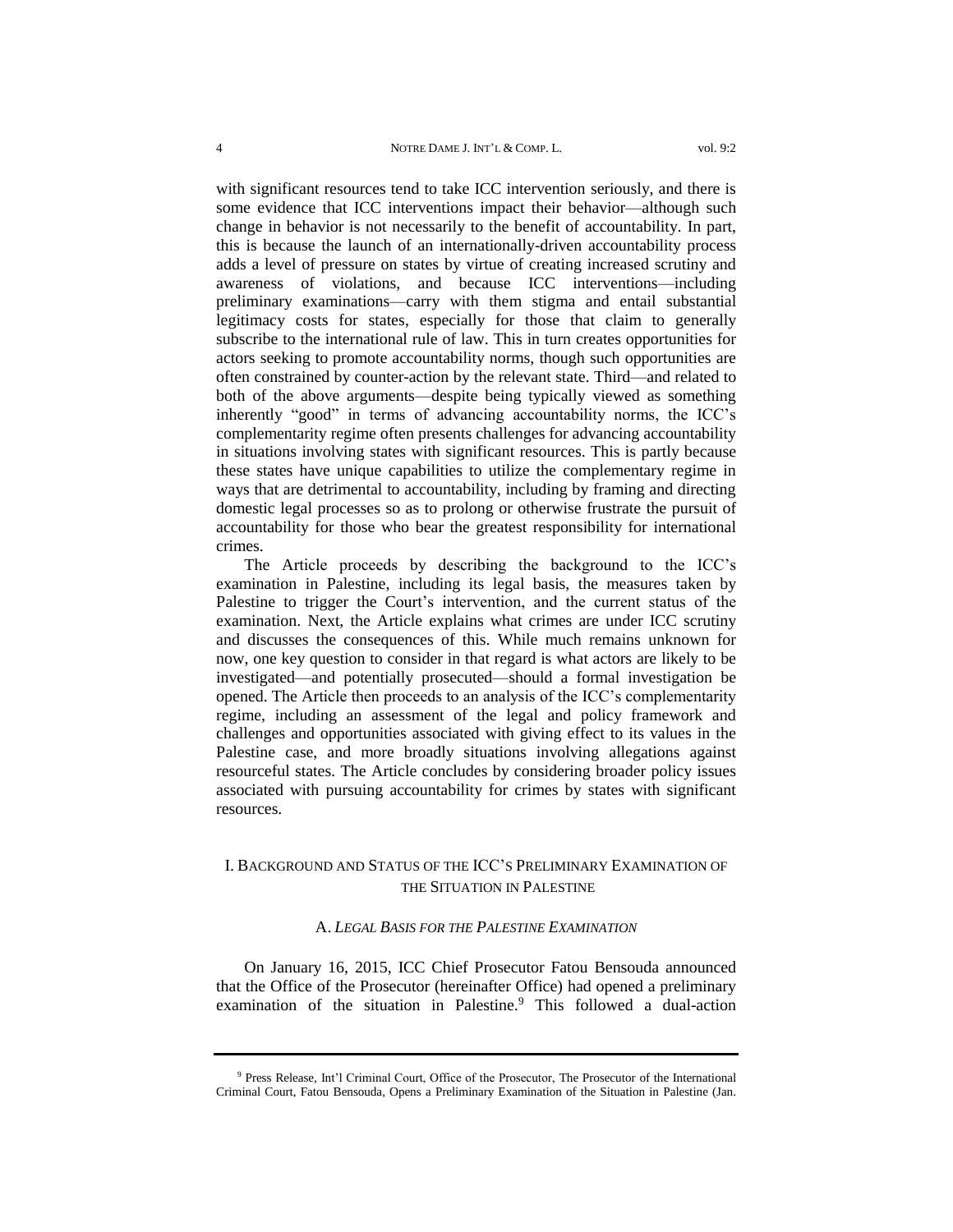with significant resources tend to take ICC intervention seriously, and there is some evidence that ICC interventions impact their behavior—although such change in behavior is not necessarily to the benefit of accountability. In part, this is because the launch of an internationally-driven accountability process adds a level of pressure on states by virtue of creating increased scrutiny and awareness of violations, and because ICC interventions—including preliminary examinations—carry with them stigma and entail substantial legitimacy costs for states, especially for those that claim to generally subscribe to the international rule of law. This in turn creates opportunities for actors seeking to promote accountability norms, though such opportunities are often constrained by counter-action by the relevant state. Third—and related to both of the above arguments—despite being typically viewed as something inherently "good" in terms of advancing accountability norms, the ICC's complementarity regime often presents challenges for advancing accountability in situations involving states with significant resources. This is partly because these states have unique capabilities to utilize the complementary regime in ways that are detrimental to accountability, including by framing and directing domestic legal processes so as to prolong or otherwise frustrate the pursuit of accountability for those who bear the greatest responsibility for international crimes.

The Article proceeds by describing the background to the ICC's examination in Palestine, including its legal basis, the measures taken by Palestine to trigger the Court's intervention, and the current status of the examination. Next, the Article explains what crimes are under ICC scrutiny and discusses the consequences of this. While much remains unknown for now, one key question to consider in that regard is what actors are likely to be investigated—and potentially prosecuted—should a formal investigation be opened. The Article then proceeds to an analysis of the ICC's complementarity regime, including an assessment of the legal and policy framework and challenges and opportunities associated with giving effect to its values in the Palestine case, and more broadly situations involving allegations against resourceful states. The Article concludes by considering broader policy issues associated with pursuing accountability for crimes by states with significant resources.

## I. Background and Status of the ICC's Preliminary Examination of the Situation in Palestine

### A. *Legal Basis for the Palestine Examination*

On January 16, 2015, ICC Chief Prosecutor Fatou Bensouda announced that the Office of the Prosecutor (hereinafter Office) had opened a preliminary examination of the situation in Palestine.[9] This followed a dual-action

[9] Press Release, Int'l Criminal Court, Office of the Prosecutor, The Prosecutor of the International Criminal Court, Fatou Bensouda, Opens a Preliminary Examination of the Situation in Palestine (Jan.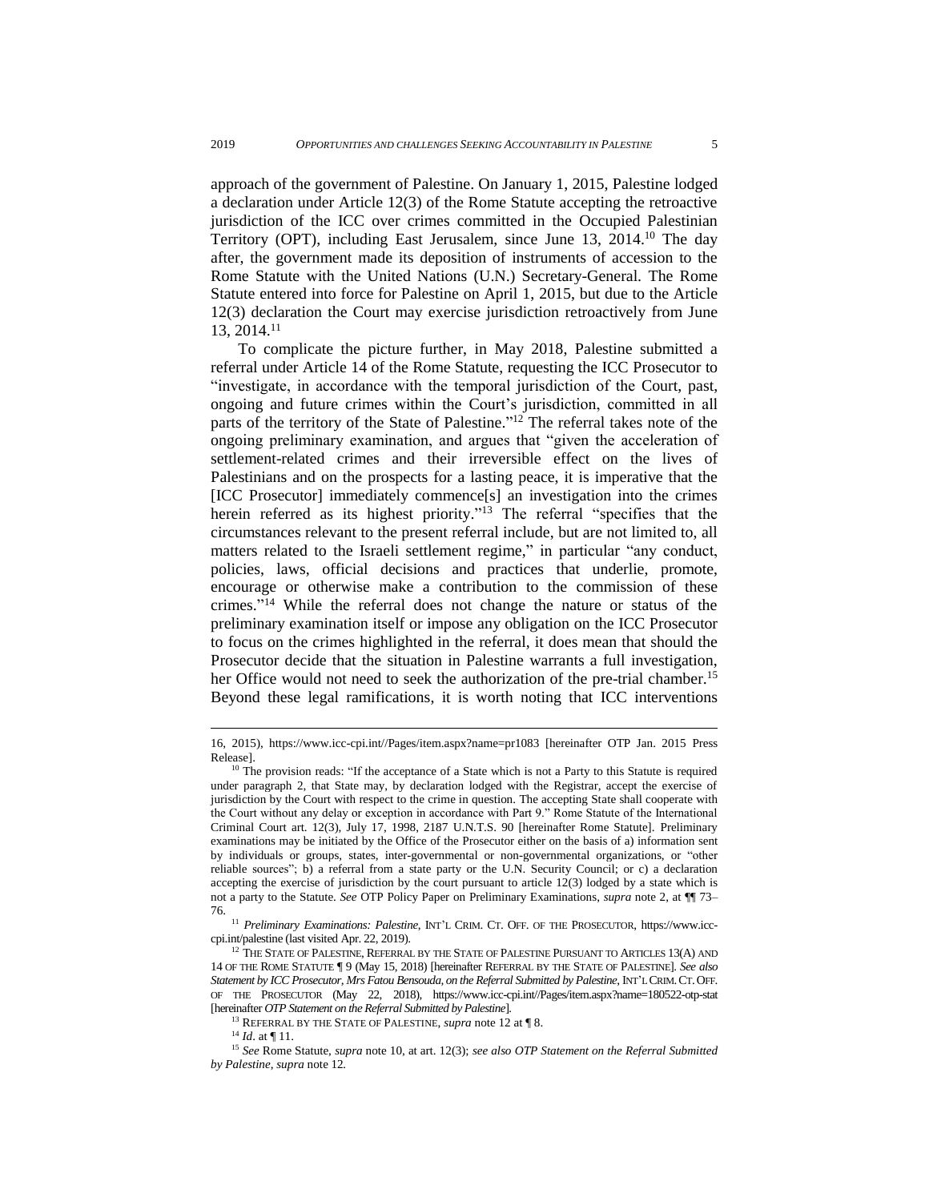approach of the government of Palestine. On January 1, 2015, Palestine lodged a declaration under Article 12(3) of the Rome Statute accepting the retroactive jurisdiction of the ICC over crimes committed in the Occupied Palestinian Territory (OPT), including East Jerusalem, since June 13, 2014.[10] The day after, the government made its deposition of instruments of accession to the Rome Statute with the United Nations (U.N.) Secretary-General. The Rome Statute entered into force for Palestine on April 1, 2015, but due to the Article 12(3) declaration the Court may exercise jurisdiction retroactively from June 13, 2014.[11]

To complicate the picture further, in May 2018, Palestine submitted a referral under Article 14 of the Rome Statute, requesting the ICC Prosecutor to "investigate, in accordance with the temporal jurisdiction of the Court, past, ongoing and future crimes within the Court's jurisdiction, committed in all parts of the territory of the State of Palestine."[12] The referral takes note of the ongoing preliminary examination, and argues that "given the acceleration of settlement-related crimes and their irreversible effect on the lives of Palestinians and on the prospects for a lasting peace, it is imperative that the [ICC Prosecutor] immediately commence[s] an investigation into the crimes herein referred as its highest priority."[13] The referral "specifies that the circumstances relevant to the present referral include, but are not limited to, all matters related to the Israeli settlement regime," in particular "any conduct, policies, laws, official decisions and practices that underlie, promote, encourage or otherwise make a contribution to the commission of these crimes."[14] While the referral does not change the nature or status of the preliminary examination itself or impose any obligation on the ICC Prosecutor to focus on the crimes highlighted in the referral, it does mean that should the Prosecutor decide that the situation in Palestine warrants a full investigation, her Office would not need to seek the authorization of the pre-trial chamber.[15] Beyond these legal ramifications, it is worth noting that ICC interventions

---

16, 2015), https://www.icc-cpi.int//Pages/item.aspx?name=pr1083 [hereinafter OTP Jan. 2015 Press Release].

[10] The provision reads: "If the acceptance of a State which is not a Party to this Statute is required under paragraph 2, that State may, by declaration lodged with the Registrar, accept the exercise of jurisdiction by the Court with respect to the crime in question. The accepting State shall cooperate with the Court without any delay or exception in accordance with Part 9." Rome Statute of the International Criminal Court art. 12(3), July 17, 1998, 2187 U.N.T.S. 90 [hereinafter Rome Statute]. Preliminary examinations may be initiated by the Office of the Prosecutor either on the basis of a) information sent by individuals or groups, states, inter-governmental or non-governmental organizations, or "other reliable sources"; b) a referral from a state party or the U.N. Security Council; or c) a declaration accepting the exercise of jurisdiction by the court pursuant to article 12(3) lodged by a state which is not a party to the Statute. *See* OTP Policy Paper on Preliminary Examinations, *supra* note 2, at ¶¶ 73–76.

[11] *Preliminary Examinations: Palestine*, INT'L CRIM. CT. OFF. OF THE PROSECUTOR, https://www.icc-cpi.int/palestine (last visited Apr. 22, 2019).

[12] THE STATE OF PALESTINE, REFERRAL BY THE STATE OF PALESTINE PURSUANT TO ARTICLES 13(A) AND 14 OF THE ROME STATUTE ¶ 9 (May 15, 2018) [hereinafter REFERRAL BY THE STATE OF PALESTINE]. *See also Statement by ICC Prosecutor, Mrs Fatou Bensouda, on the Referral Submitted by Palestine*, INT'L CRIM. CT. OFF. OF THE PROSECUTOR (May 22, 2018), https://www.icc-cpi.int//Pages/item.aspx?name=180522-otp-stat [hereinafter *OTP Statement on the Referral Submitted by Palestine*].

[13] REFERRAL BY THE STATE OF PALESTINE, *supra* note 12 at ¶ 8.

[14] *Id*. at ¶ 11.

[15] *See* Rome Statute, *supra* note 10, at art. 12(3); *see also OTP Statement on the Referral Submitted by Palestine*, *supra* note 12.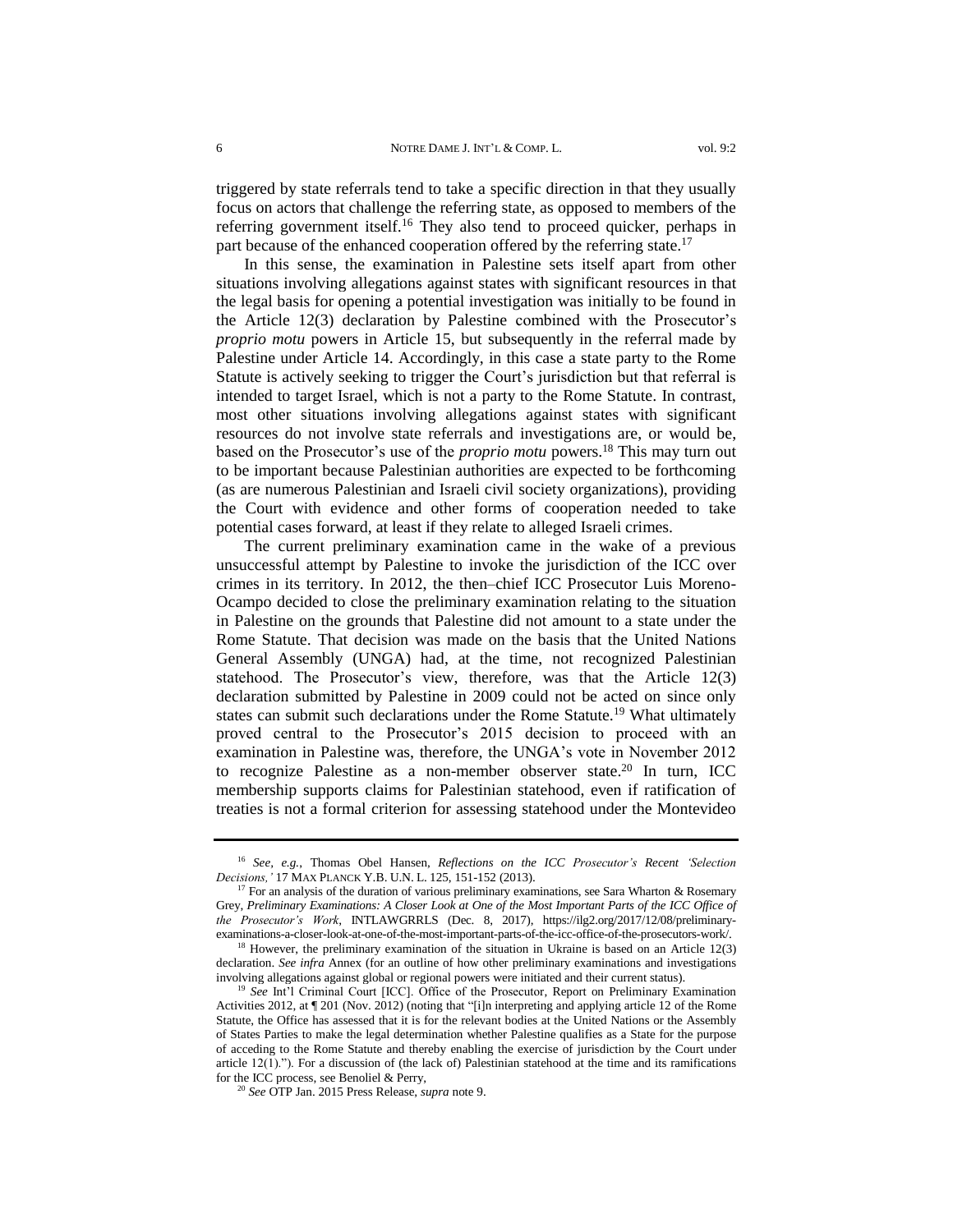triggered by state referrals tend to take a specific direction in that they usually focus on actors that challenge the referring state, as opposed to members of the referring government itself.[16] They also tend to proceed quicker, perhaps in part because of the enhanced cooperation offered by the referring state.[17]

In this sense, the examination in Palestine sets itself apart from other situations involving allegations against states with significant resources in that the legal basis for opening a potential investigation was initially to be found in the Article 12(3) declaration by Palestine combined with the Prosecutor's *proprio motu* powers in Article 15, but subsequently in the referral made by Palestine under Article 14. Accordingly, in this case a state party to the Rome Statute is actively seeking to trigger the Court's jurisdiction but that referral is intended to target Israel, which is not a party to the Rome Statute. In contrast, most other situations involving allegations against states with significant resources do not involve state referrals and investigations are, or would be, based on the Prosecutor's use of the *proprio motu* powers.[18] This may turn out to be important because Palestinian authorities are expected to be forthcoming (as are numerous Palestinian and Israeli civil society organizations), providing the Court with evidence and other forms of cooperation needed to take potential cases forward, at least if they relate to alleged Israeli crimes.

The current preliminary examination came in the wake of a previous unsuccessful attempt by Palestine to invoke the jurisdiction of the ICC over crimes in its territory. In 2012, the then–chief ICC Prosecutor Luis Moreno-Ocampo decided to close the preliminary examination relating to the situation in Palestine on the grounds that Palestine did not amount to a state under the Rome Statute. That decision was made on the basis that the United Nations General Assembly (UNGA) had, at the time, not recognized Palestinian statehood. The Prosecutor's view, therefore, was that the Article 12(3) declaration submitted by Palestine in 2009 could not be acted on since only states can submit such declarations under the Rome Statute.[19] What ultimately proved central to the Prosecutor's 2015 decision to proceed with an examination in Palestine was, therefore, the UNGA's vote in November 2012 to recognize Palestine as a non-member observer state.[20] In turn, ICC membership supports claims for Palestinian statehood, even if ratification of treaties is not a formal criterion for assessing statehood under the Montevideo

---

[16] *See, e.g.*, Thomas Obel Hansen, *Reflections on the ICC Prosecutor's Recent 'Selection Decisions,'* 17 MAX PLANCK Y.B. U.N. L. 125, 151-152 (2013).

[17] For an analysis of the duration of various preliminary examinations, see Sara Wharton & Rosemary Grey, *Preliminary Examinations: A Closer Look at One of the Most Important Parts of the ICC Office of the Prosecutor's Work*, INTLAWGRRLS (Dec. 8, 2017), https://ilg2.org/2017/12/08/preliminary-examinations-a-closer-look-at-one-of-the-most-important-parts-of-the-icc-office-of-the-prosecutors-work/.

[18] However, the preliminary examination of the situation in Ukraine is based on an Article 12(3) declaration. *See infra* Annex (for an outline of how other preliminary examinations and investigations involving allegations against global or regional powers were initiated and their current status).

[19] *See* Int'l Criminal Court [ICC]. Office of the Prosecutor, Report on Preliminary Examination Activities 2012, at ¶ 201 (Nov. 2012) (noting that "[i]n interpreting and applying article 12 of the Rome Statute, the Office has assessed that it is for the relevant bodies at the United Nations or the Assembly of States Parties to make the legal determination whether Palestine qualifies as a State for the purpose of acceding to the Rome Statute and thereby enabling the exercise of jurisdiction by the Court under article 12(1)."). For a discussion of (the lack of) Palestinian statehood at the time and its ramifications for the ICC process, see Benoliel & Perry,

[20] *See* OTP Jan. 2015 Press Release, *supra* note 9.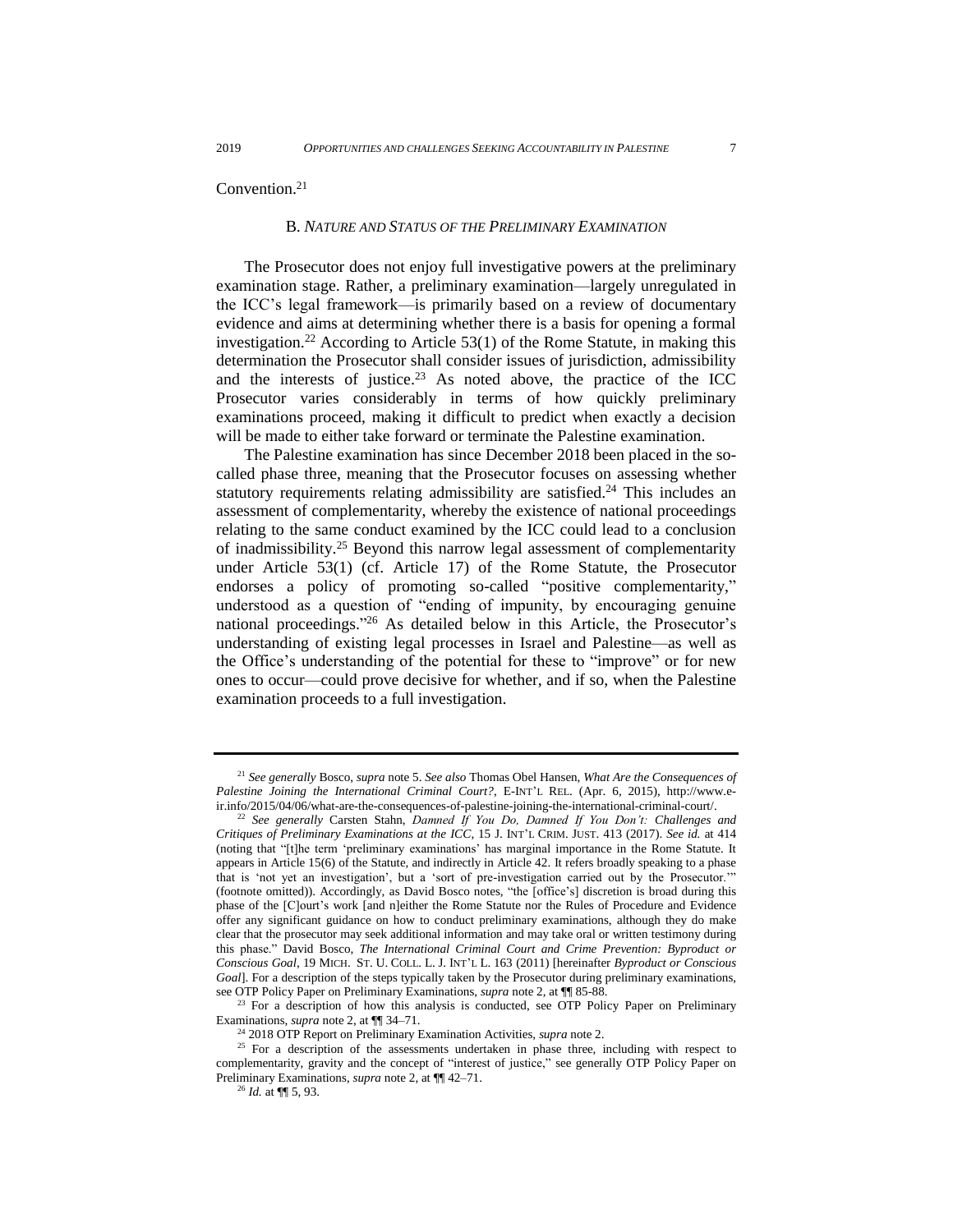Convention.[21]

### B. *NATURE AND STATUS OF THE PRELIMINARY EXAMINATION*

The Prosecutor does not enjoy full investigative powers at the preliminary examination stage. Rather, a preliminary examination—largely unregulated in the ICC's legal framework—is primarily based on a review of documentary evidence and aims at determining whether there is a basis for opening a formal investigation.[22] According to Article 53(1) of the Rome Statute, in making this determination the Prosecutor shall consider issues of jurisdiction, admissibility and the interests of justice.[23] As noted above, the practice of the ICC Prosecutor varies considerably in terms of how quickly preliminary examinations proceed, making it difficult to predict when exactly a decision will be made to either take forward or terminate the Palestine examination.

The Palestine examination has since December 2018 been placed in the so-called phase three, meaning that the Prosecutor focuses on assessing whether statutory requirements relating admissibility are satisfied.[24] This includes an assessment of complementarity, whereby the existence of national proceedings relating to the same conduct examined by the ICC could lead to a conclusion of inadmissibility.[25] Beyond this narrow legal assessment of complementarity under Article 53(1) (cf. Article 17) of the Rome Statute, the Prosecutor endorses a policy of promoting so-called "positive complementarity," understood as a question of "ending of impunity, by encouraging genuine national proceedings."[26] As detailed below in this Article, the Prosecutor's understanding of existing legal processes in Israel and Palestine—as well as the Office's understanding of the potential for these to "improve" or for new ones to occur—could prove decisive for whether, and if so, when the Palestine examination proceeds to a full investigation.

---

[21] *See generally* Bosco, *supra* note 5. *See also* Thomas Obel Hansen, *What Are the Consequences of Palestine Joining the International Criminal Court?*, E-INT'L REL. (Apr. 6, 2015), http://www.e-ir.info/2015/04/06/what-are-the-consequences-of-palestine-joining-the-international-criminal-court/.

[22] *See generally* Carsten Stahn, *Damned If You Do, Damned If You Don't: Challenges and Critiques of Preliminary Examinations at the ICC*, 15 J. INT'L CRIM. JUST. 413 (2017). *See id.* at 414 (noting that "[t]he term 'preliminary examinations' has marginal importance in the Rome Statute. It appears in Article 15(6) of the Statute, and indirectly in Article 42. It refers broadly speaking to a phase that is 'not yet an investigation', but a 'sort of pre-investigation carried out by the Prosecutor.'" (footnote omitted)). Accordingly, as David Bosco notes, "the [office's] discretion is broad during this phase of the [C]ourt's work [and n]either the Rome Statute nor the Rules of Procedure and Evidence offer any significant guidance on how to conduct preliminary examinations, although they do make clear that the prosecutor may seek additional information and may take oral or written testimony during this phase." David Bosco, *The International Criminal Court and Crime Prevention: Byproduct or Conscious Goal*, 19 MICH. ST. U. COLL. L. J. INT'L L. 163 (2011) [hereinafter *Byproduct or Conscious Goal*]. For a description of the steps typically taken by the Prosecutor during preliminary examinations, see OTP Policy Paper on Preliminary Examinations, *supra* note 2, at ¶¶ 85-88.

[23] For a description of how this analysis is conducted, see OTP Policy Paper on Preliminary Examinations, *supra* note 2, at ¶¶ 34–71.

[24] 2018 OTP Report on Preliminary Examination Activities, *supra* note 2.

[25] For a description of the assessments undertaken in phase three, including with respect to complementarity, gravity and the concept of "interest of justice," see generally OTP Policy Paper on Preliminary Examinations, *supra* note 2, at ¶¶ 42–71.

[26] *Id.* at ¶¶ 5, 93.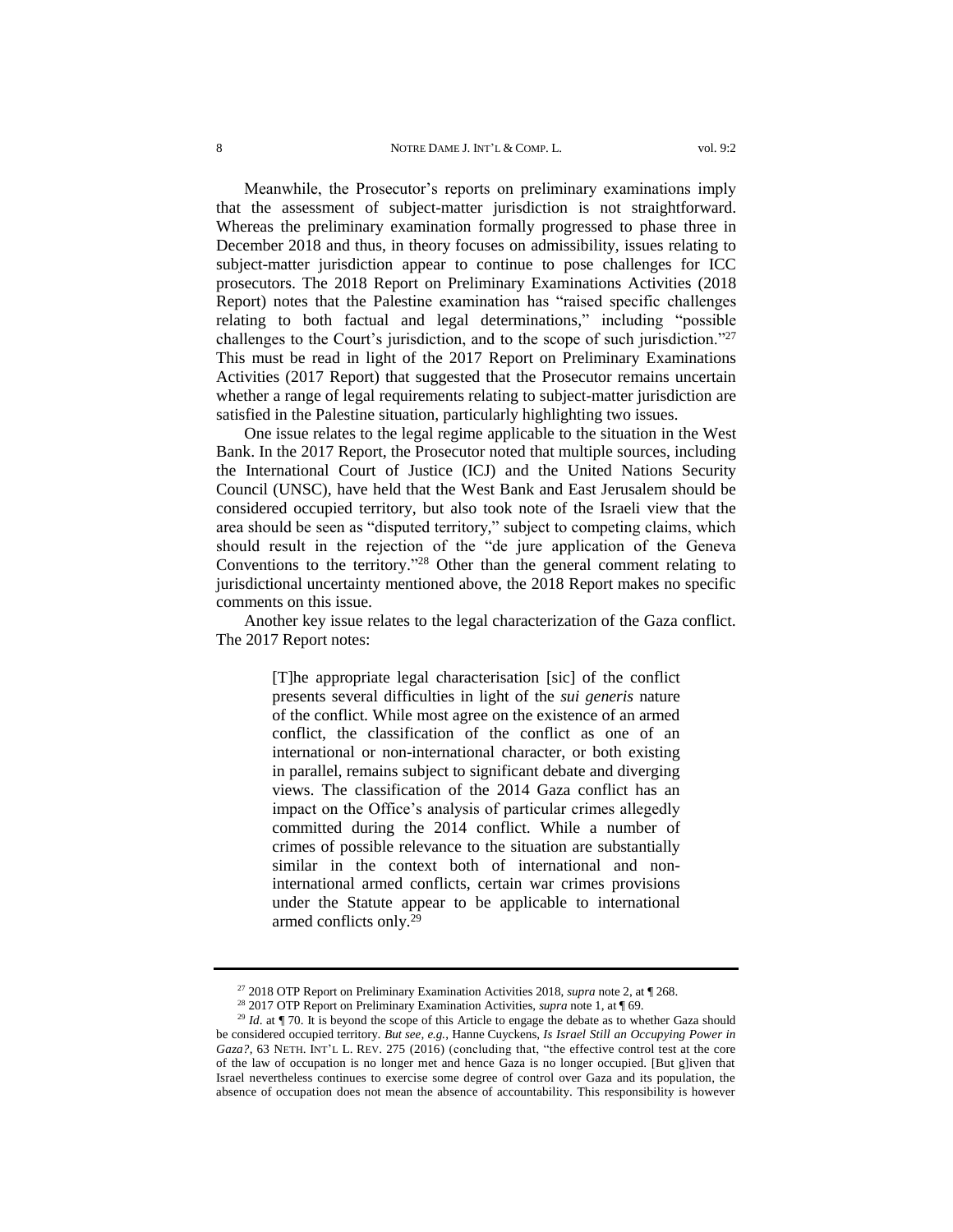Meanwhile, the Prosecutor's reports on preliminary examinations imply that the assessment of subject-matter jurisdiction is not straightforward. Whereas the preliminary examination formally progressed to phase three in December 2018 and thus, in theory focuses on admissibility, issues relating to subject-matter jurisdiction appear to continue to pose challenges for ICC prosecutors. The 2018 Report on Preliminary Examinations Activities (2018 Report) notes that the Palestine examination has "raised specific challenges relating to both factual and legal determinations," including "possible challenges to the Court's jurisdiction, and to the scope of such jurisdiction."[27] This must be read in light of the 2017 Report on Preliminary Examinations Activities (2017 Report) that suggested that the Prosecutor remains uncertain whether a range of legal requirements relating to subject-matter jurisdiction are satisfied in the Palestine situation, particularly highlighting two issues.

One issue relates to the legal regime applicable to the situation in the West Bank. In the 2017 Report, the Prosecutor noted that multiple sources, including the International Court of Justice (ICJ) and the United Nations Security Council (UNSC), have held that the West Bank and East Jerusalem should be considered occupied territory, but also took note of the Israeli view that the area should be seen as "disputed territory," subject to competing claims, which should result in the rejection of the "de jure application of the Geneva Conventions to the territory."[28] Other than the general comment relating to jurisdictional uncertainty mentioned above, the 2018 Report makes no specific comments on this issue.

Another key issue relates to the legal characterization of the Gaza conflict. The 2017 Report notes:

> [T]he appropriate legal characterisation [sic] of the conflict presents several difficulties in light of the *sui generis* nature of the conflict. While most agree on the existence of an armed conflict, the classification of the conflict as one of an international or non-international character, or both existing in parallel, remains subject to significant debate and diverging views. The classification of the 2014 Gaza conflict has an impact on the Office's analysis of particular crimes allegedly committed during the 2014 conflict. While a number of crimes of possible relevance to the situation are substantially similar in the context both of international and non-international armed conflicts, certain war crimes provisions under the Statute appear to be applicable to international armed conflicts only.[29]

---

[27] 2018 OTP Report on Preliminary Examination Activities 2018, *supra* note 2, at ¶ 268.

[28] 2017 OTP Report on Preliminary Examination Activities, *supra* note 1, at ¶ 69.

[29] *Id*. at ¶ 70. It is beyond the scope of this Article to engage the debate as to whether Gaza should be considered occupied territory. *But see, e.g.*, Hanne Cuyckens, *Is Israel Still an Occupying Power in Gaza?*, 63 NETH. INT'L L. REV. 275 (2016) (concluding that, "the effective control test at the core of the law of occupation is no longer met and hence Gaza is no longer occupied. [But g]iven that Israel nevertheless continues to exercise some degree of control over Gaza and its population, the absence of occupation does not mean the absence of accountability. This responsibility is however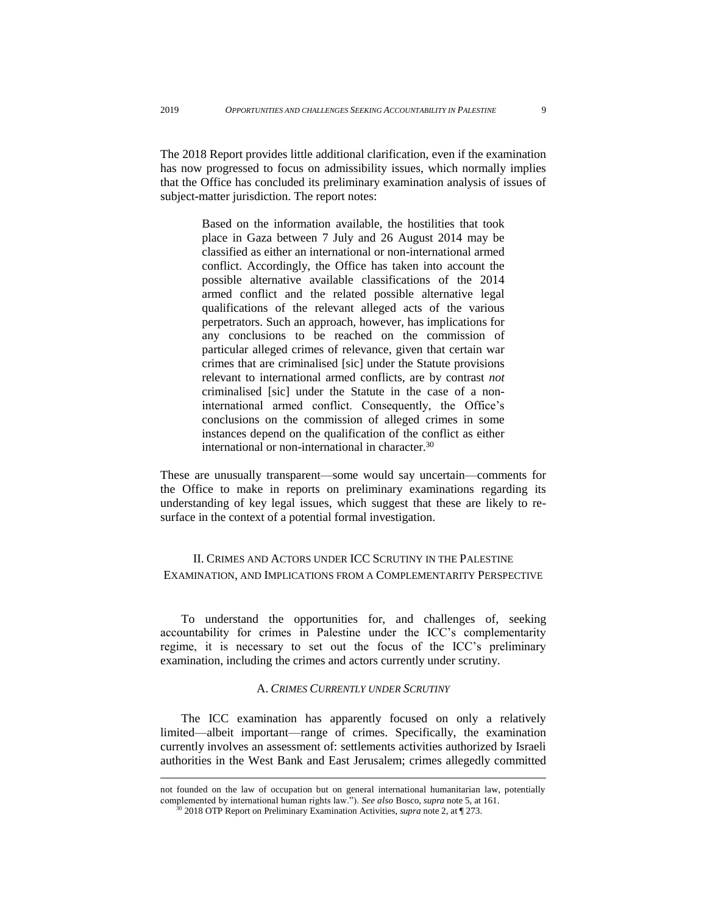The 2018 Report provides little additional clarification, even if the examination has now progressed to focus on admissibility issues, which normally implies that the Office has concluded its preliminary examination analysis of issues of subject-matter jurisdiction. The report notes:

> Based on the information available, the hostilities that took place in Gaza between 7 July and 26 August 2014 may be classified as either an international or non-international armed conflict. Accordingly, the Office has taken into account the possible alternative available classifications of the 2014 armed conflict and the related possible alternative legal qualifications of the relevant alleged acts of the various perpetrators. Such an approach, however, has implications for any conclusions to be reached on the commission of particular alleged crimes of relevance, given that certain war crimes that are criminalised [sic] under the Statute provisions relevant to international armed conflicts, are by contrast *not* criminalised [sic] under the Statute in the case of a non-international armed conflict. Consequently, the Office's conclusions on the commission of alleged crimes in some instances depend on the qualification of the conflict as either international or non-international in character.[30]

These are unusually transparent—some would say uncertain—comments for the Office to make in reports on preliminary examinations regarding its understanding of key legal issues, which suggest that these are likely to re-surface in the context of a potential formal investigation.

## II. Crimes and Actors under ICC Scrutiny in the Palestine Examination, and Implications from a Complementarity Perspective

To understand the opportunities for, and challenges of, seeking accountability for crimes in Palestine under the ICC's complementarity regime, it is necessary to set out the focus of the ICC's preliminary examination, including the crimes and actors currently under scrutiny.

### A. *Crimes Currently under Scrutiny*

The ICC examination has apparently focused on only a relatively limited—albeit important—range of crimes. Specifically, the examination currently involves an assessment of: settlements activities authorized by Israeli authorities in the West Bank and East Jerusalem; crimes allegedly committed

---

not founded on the law of occupation but on general international humanitarian law, potentially complemented by international human rights law."). *See also* Bosco, *supra* note 5, at 161.

[30] 2018 OTP Report on Preliminary Examination Activities, *supra* note 2, at ¶ 273.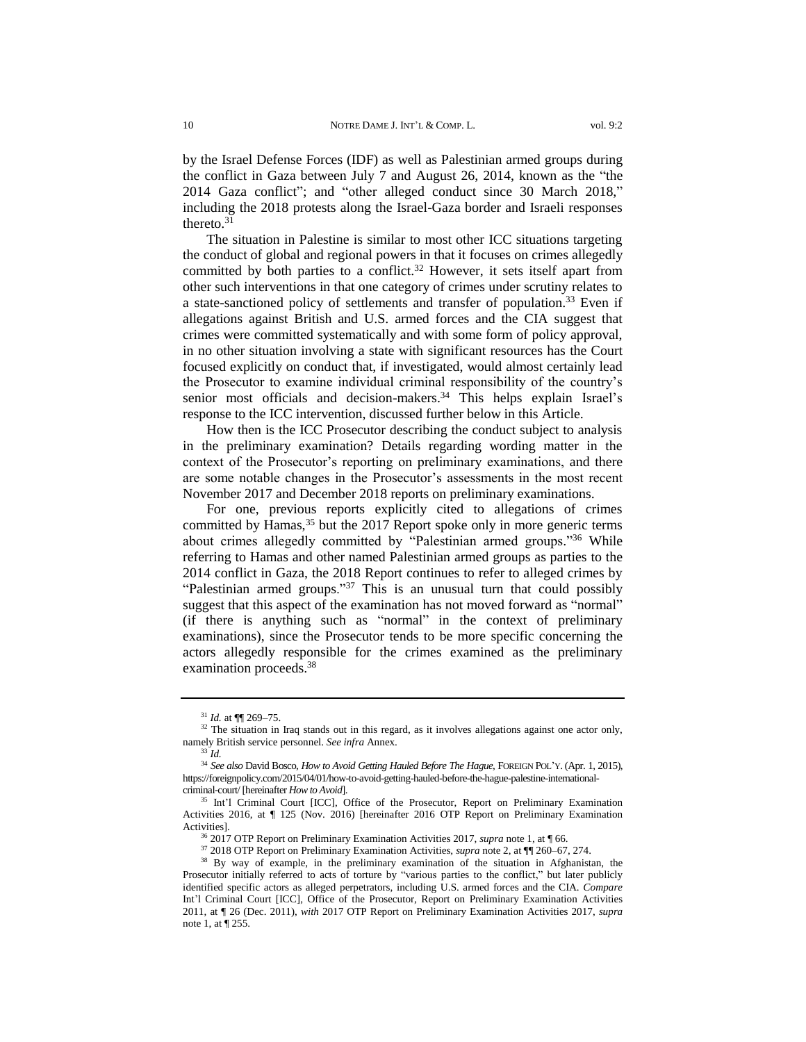by the Israel Defense Forces (IDF) as well as Palestinian armed groups during the conflict in Gaza between July 7 and August 26, 2014, known as the "the 2014 Gaza conflict"; and "other alleged conduct since 30 March 2018," including the 2018 protests along the Israel-Gaza border and Israeli responses thereto.[31]

The situation in Palestine is similar to most other ICC situations targeting the conduct of global and regional powers in that it focuses on crimes allegedly committed by both parties to a conflict.[32] However, it sets itself apart from other such interventions in that one category of crimes under scrutiny relates to a state-sanctioned policy of settlements and transfer of population.[33] Even if allegations against British and U.S. armed forces and the CIA suggest that crimes were committed systematically and with some form of policy approval, in no other situation involving a state with significant resources has the Court focused explicitly on conduct that, if investigated, would almost certainly lead the Prosecutor to examine individual criminal responsibility of the country's senior most officials and decision-makers.[34] This helps explain Israel's response to the ICC intervention, discussed further below in this Article.

How then is the ICC Prosecutor describing the conduct subject to analysis in the preliminary examination? Details regarding wording matter in the context of the Prosecutor's reporting on preliminary examinations, and there are some notable changes in the Prosecutor's assessments in the most recent November 2017 and December 2018 reports on preliminary examinations.

For one, previous reports explicitly cited to allegations of crimes committed by Hamas,[35] but the 2017 Report spoke only in more generic terms about crimes allegedly committed by "Palestinian armed groups."[36] While referring to Hamas and other named Palestinian armed groups as parties to the 2014 conflict in Gaza, the 2018 Report continues to refer to alleged crimes by "Palestinian armed groups."[37] This is an unusual turn that could possibly suggest that this aspect of the examination has not moved forward as "normal" (if there is anything such as "normal" in the context of preliminary examinations), since the Prosecutor tends to be more specific concerning the actors allegedly responsible for the crimes examined as the preliminary examination proceeds.[38]

---

[31] *Id.* at ¶¶ 269–75.

[32] The situation in Iraq stands out in this regard, as it involves allegations against one actor only, namely British service personnel. *See infra* Annex.

[33] *Id.*

[34] *See also* David Bosco, *How to Avoid Getting Hauled Before The Hague*, FOREIGN POL'Y. (Apr. 1, 2015), https://foreignpolicy.com/2015/04/01/how-to-avoid-getting-hauled-before-the-hague-palestine-international-criminal-court/ [hereinafter *How to Avoid*].

[35] Int'l Criminal Court [ICC], Office of the Prosecutor, Report on Preliminary Examination Activities 2016, at ¶ 125 (Nov. 2016) [hereinafter 2016 OTP Report on Preliminary Examination Activities].

[36] 2017 OTP Report on Preliminary Examination Activities 2017, *supra* note 1, at ¶ 66.

[37] 2018 OTP Report on Preliminary Examination Activities, *supra* note 2, at ¶¶ 260–67, 274.

[38] By way of example, in the preliminary examination of the situation in Afghanistan, the Prosecutor initially referred to acts of torture by "various parties to the conflict," but later publicly identified specific actors as alleged perpetrators, including U.S. armed forces and the CIA. *Compare* Int'l Criminal Court [ICC], Office of the Prosecutor, Report on Preliminary Examination Activities 2011, at ¶ 26 (Dec. 2011), *with* 2017 OTP Report on Preliminary Examination Activities 2017, *supra* note 1, at ¶ 255.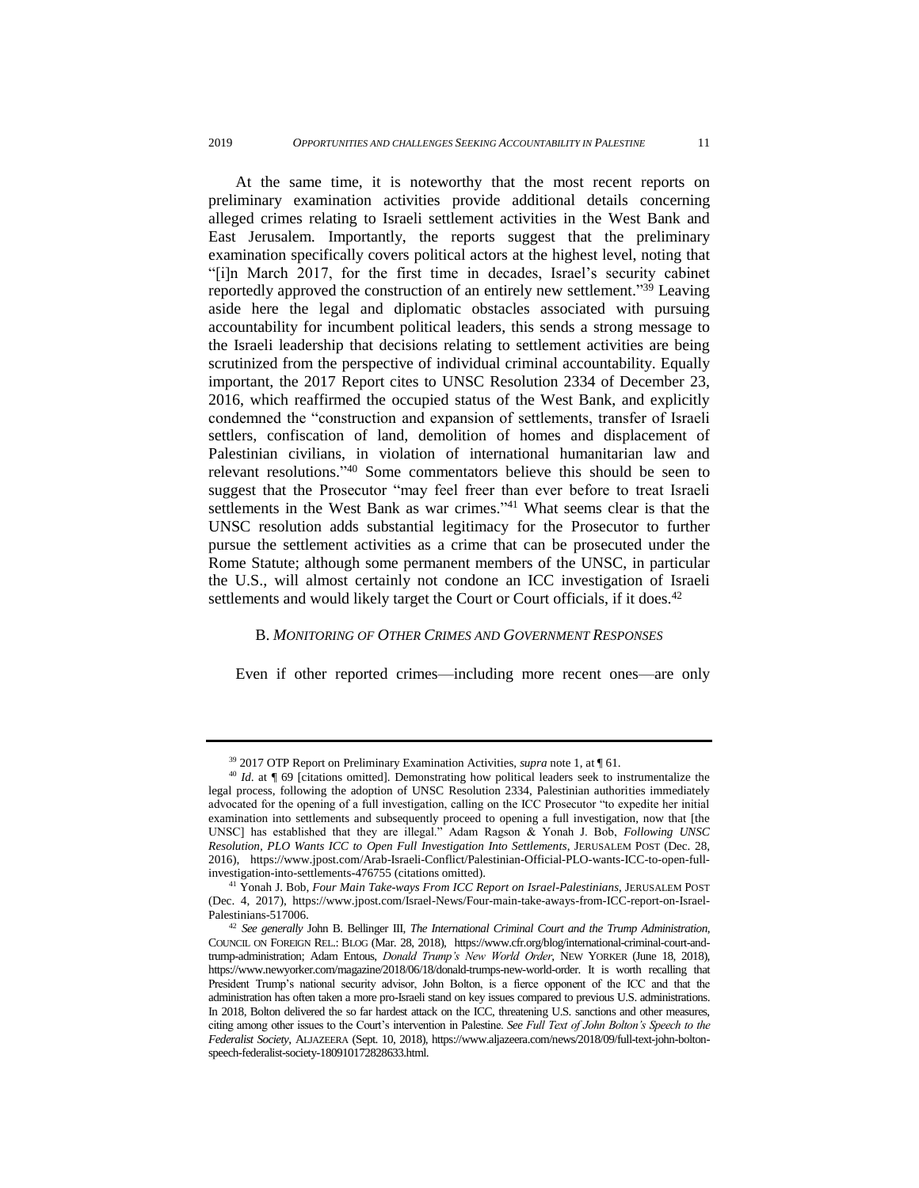At the same time, it is noteworthy that the most recent reports on preliminary examination activities provide additional details concerning alleged crimes relating to Israeli settlement activities in the West Bank and East Jerusalem. Importantly, the reports suggest that the preliminary examination specifically covers political actors at the highest level, noting that "[i]n March 2017, for the first time in decades, Israel's security cabinet reportedly approved the construction of an entirely new settlement."[39] Leaving aside here the legal and diplomatic obstacles associated with pursuing accountability for incumbent political leaders, this sends a strong message to the Israeli leadership that decisions relating to settlement activities are being scrutinized from the perspective of individual criminal accountability. Equally important, the 2017 Report cites to UNSC Resolution 2334 of December 23, 2016, which reaffirmed the occupied status of the West Bank, and explicitly condemned the "construction and expansion of settlements, transfer of Israeli settlers, confiscation of land, demolition of homes and displacement of Palestinian civilians, in violation of international humanitarian law and relevant resolutions."[40] Some commentators believe this should be seen to suggest that the Prosecutor "may feel freer than ever before to treat Israeli settlements in the West Bank as war crimes."[41] What seems clear is that the UNSC resolution adds substantial legitimacy for the Prosecutor to further pursue the settlement activities as a crime that can be prosecuted under the Rome Statute; although some permanent members of the UNSC, in particular the U.S., will almost certainly not condone an ICC investigation of Israeli settlements and would likely target the Court or Court officials, if it does.[42]

### B. *Monitoring of Other Crimes and Government Responses*

Even if other reported crimes—including more recent ones—are only

---

[39] 2017 OTP Report on Preliminary Examination Activities, *supra* note 1, at ¶ 61.

[40] *Id.* at ¶ 69 [citations omitted]. Demonstrating how political leaders seek to instrumentalize the legal process, following the adoption of UNSC Resolution 2334, Palestinian authorities immediately advocated for the opening of a full investigation, calling on the ICC Prosecutor "to expedite her initial examination into settlements and subsequently proceed to opening a full investigation, now that [the UNSC] has established that they are illegal." Adam Ragson & Yonah J. Bob, *Following UNSC Resolution, PLO Wants ICC to Open Full Investigation Into Settlements*, JERUSALEM POST (Dec. 28, 2016), https://www.jpost.com/Arab-Israeli-Conflict/Palestinian-Official-PLO-wants-ICC-to-open-full-investigation-into-settlements-476755 (citations omitted).

[41] Yonah J. Bob, *Four Main Take-ways From ICC Report on Israel-Palestinians*, JERUSALEM POST (Dec. 4, 2017), https://www.jpost.com/Israel-News/Four-main-take-aways-from-ICC-report-on-Israel-Palestinians-517006.

[42] *See generally* John B. Bellinger III, *The International Criminal Court and the Trump Administration*, COUNCIL ON FOREIGN REL.: BLOG (Mar. 28, 2018), https://www.cfr.org/blog/international-criminal-court-and-trump-administration; Adam Entous, *Donald Trump's New World Order*, NEW YORKER (June 18, 2018), https://www.newyorker.com/magazine/2018/06/18/donald-trumps-new-world-order. It is worth recalling that President Trump's national security advisor, John Bolton, is a fierce opponent of the ICC and that the administration has often taken a more pro-Israeli stand on key issues compared to previous U.S. administrations. In 2018, Bolton delivered the so far hardest attack on the ICC, threatening U.S. sanctions and other measures, citing among other issues to the Court's intervention in Palestine. *See Full Text of John Bolton's Speech to the Federalist Society*, ALJAZEERA (Sept. 10, 2018), https://www.aljazeera.com/news/2018/09/full-text-john-bolton-speech-federalist-society-180910172828633.html.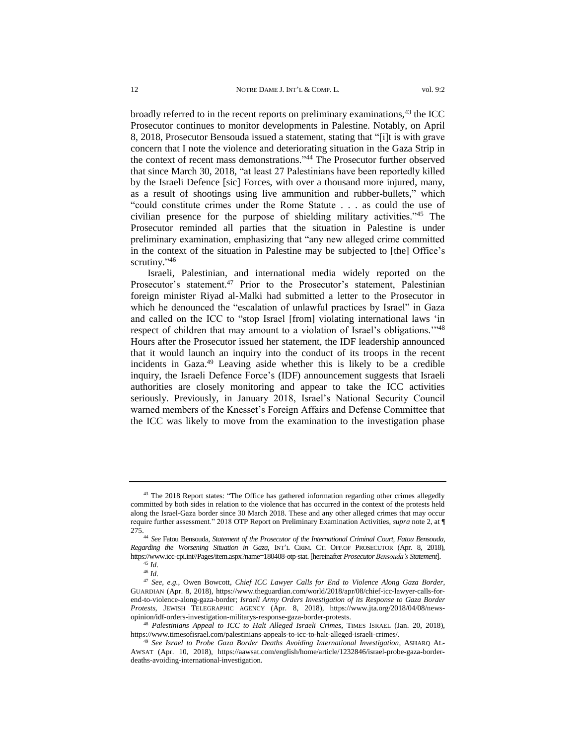broadly referred to in the recent reports on preliminary examinations,[43] the ICC Prosecutor continues to monitor developments in Palestine. Notably, on April 8, 2018, Prosecutor Bensouda issued a statement, stating that "[i]t is with grave concern that I note the violence and deteriorating situation in the Gaza Strip in the context of recent mass demonstrations."[44] The Prosecutor further observed that since March 30, 2018, "at least 27 Palestinians have been reportedly killed by the Israeli Defence [sic] Forces, with over a thousand more injured, many, as a result of shootings using live ammunition and rubber-bullets," which "could constitute crimes under the Rome Statute . . . as could the use of civilian presence for the purpose of shielding military activities."[45] The Prosecutor reminded all parties that the situation in Palestine is under preliminary examination, emphasizing that "any new alleged crime committed in the context of the situation in Palestine may be subjected to [the] Office's scrutiny."[46]

Israeli, Palestinian, and international media widely reported on the Prosecutor's statement.[47] Prior to the Prosecutor's statement, Palestinian foreign minister Riyad al-Malki had submitted a letter to the Prosecutor in which he denounced the "escalation of unlawful practices by Israel" in Gaza and called on the ICC to "stop Israel [from] violating international laws 'in respect of children that may amount to a violation of Israel's obligations.'"[48] Hours after the Prosecutor issued her statement, the IDF leadership announced that it would launch an inquiry into the conduct of its troops in the recent incidents in Gaza.[49] Leaving aside whether this is likely to be a credible inquiry, the Israeli Defence Force's (IDF) announcement suggests that Israeli authorities are closely monitoring and appear to take the ICC activities seriously. Previously, in January 2018, Israel's National Security Council warned members of the Knesset's Foreign Affairs and Defense Committee that the ICC was likely to move from the examination to the investigation phase

---

[43] The 2018 Report states: "The Office has gathered information regarding other crimes allegedly committed by both sides in relation to the violence that has occurred in the context of the protests held along the Israel-Gaza border since 30 March 2018. These and any other alleged crimes that may occur require further assessment." 2018 OTP Report on Preliminary Examination Activities, *supra* note 2, at ¶ 275.

[44] *See* Fatou Bensouda, *Statement of the Prosecutor of the International Criminal Court, Fatou Bensouda, Regarding the Worsening Situation in Gaza*, INT'L CRIM. CT. OFF.OF PROSECUTOR (Apr. 8, 2018), https://www.icc-cpi.int//Pages/item.aspx?name=180408-otp-stat. [hereinafter *Prosecutor Bensouda's Statement*].

[45] *Id*.

[46] *Id*.

[47] *See, e.g.*, Owen Bowcott, *Chief ICC Lawyer Calls for End to Violence Along Gaza Border*, GUARDIAN (Apr. 8, 2018), https://www.theguardian.com/world/2018/apr/08/chief-icc-lawyer-calls-for-end-to-violence-along-gaza-border; *Israeli Army Orders Investigation of its Response to Gaza Border Protests*, JEWISH TELEGRAPHIC AGENCY (Apr. 8, 2018), https://www.jta.org/2018/04/08/news-opinion/idf-orders-investigation-militarys-response-gaza-border-protests.

[48] *Palestinians Appeal to ICC to Halt Alleged Israeli Crimes*, TIMES ISRAEL (Jan. 20, 2018), https://www.timesofisrael.com/palestinians-appeals-to-icc-to-halt-alleged-israeli-crimes/.

[49] *See Israel to Probe Gaza Border Deaths Avoiding International Investigation*, ASHARQ AL-AWSAT (Apr. 10, 2018), https://aawsat.com/english/home/article/1232846/israel-probe-gaza-border-deaths-avoiding-international-investigation.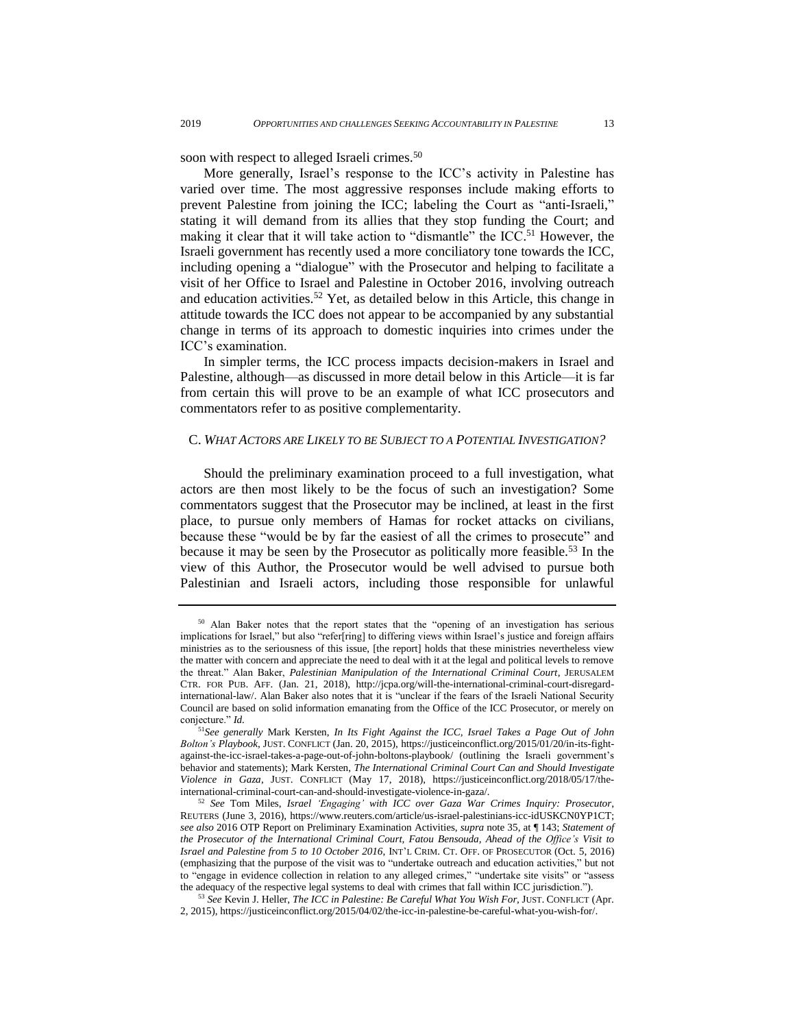soon with respect to alleged Israeli crimes.[50]

More generally, Israel's response to the ICC's activity in Palestine has varied over time. The most aggressive responses include making efforts to prevent Palestine from joining the ICC; labeling the Court as "anti-Israeli," stating it will demand from its allies that they stop funding the Court; and making it clear that it will take action to "dismantle" the ICC.[51] However, the Israeli government has recently used a more conciliatory tone towards the ICC, including opening a "dialogue" with the Prosecutor and helping to facilitate a visit of her Office to Israel and Palestine in October 2016, involving outreach and education activities.[52] Yet, as detailed below in this Article, this change in attitude towards the ICC does not appear to be accompanied by any substantial change in terms of its approach to domestic inquiries into crimes under the ICC's examination.

In simpler terms, the ICC process impacts decision-makers in Israel and Palestine, although—as discussed in more detail below in this Article—it is far from certain this will prove to be an example of what ICC prosecutors and commentators refer to as positive complementarity.

### C. *What Actors are Likely to be Subject to a Potential Investigation?*

Should the preliminary examination proceed to a full investigation, what actors are then most likely to be the focus of such an investigation? Some commentators suggest that the Prosecutor may be inclined, at least in the first place, to pursue only members of Hamas for rocket attacks on civilians, because these "would be by far the easiest of all the crimes to prosecute" and because it may be seen by the Prosecutor as politically more feasible.[53] In the view of this Author, the Prosecutor would be well advised to pursue both Palestinian and Israeli actors, including those responsible for unlawful

---

[50] Alan Baker notes that the report states that the "opening of an investigation has serious implications for Israel," but also "refer[ring] to differing views within Israel's justice and foreign affairs ministries as to the seriousness of this issue, [the report] holds that these ministries nevertheless view the matter with concern and appreciate the need to deal with it at the legal and political levels to remove the threat." Alan Baker, *Palestinian Manipulation of the International Criminal Court*, JERUSALEM CTR. FOR PUB. AFF. (Jan. 21, 2018), http://jcpa.org/will-the-international-criminal-court-disregard-international-law/. Alan Baker also notes that it is "unclear if the fears of the Israeli National Security Council are based on solid information emanating from the Office of the ICC Prosecutor, or merely on conjecture." *Id.*

[51] *See generally* Mark Kersten, *In Its Fight Against the ICC, Israel Takes a Page Out of John Bolton's Playbook*, JUST. CONFLICT (Jan. 20, 2015), https://justiceinconflict.org/2015/01/20/in-its-fight-against-the-icc-israel-takes-a-page-out-of-john-boltons-playbook/ (outlining the Israeli government's behavior and statements); Mark Kersten, *The International Criminal Court Can and Should Investigate Violence in Gaza*, JUST. CONFLICT (May 17, 2018), https://justiceinconflict.org/2018/05/17/the-international-criminal-court-can-and-should-investigate-violence-in-gaza/.

[52] *See* Tom Miles, *Israel 'Engaging' with ICC over Gaza War Crimes Inquiry: Prosecutor*, REUTERS (June 3, 2016), https://www.reuters.com/article/us-israel-palestinians-icc-idUSKCN0YP1CT; *see also* 2016 OTP Report on Preliminary Examination Activities, *supra* note 35, at ¶ 143; *Statement of the Prosecutor of the International Criminal Court, Fatou Bensouda, Ahead of the Office's Visit to Israel and Palestine from 5 to 10 October 2016*, INT'L CRIM. CT. OFF. OF PROSECUTOR (Oct. 5, 2016) (emphasizing that the purpose of the visit was to "undertake outreach and education activities," but not to "engage in evidence collection in relation to any alleged crimes," "undertake site visits" or "assess the adequacy of the respective legal systems to deal with crimes that fall within ICC jurisdiction.").

[53] *See* Kevin J. Heller, *The ICC in Palestine: Be Careful What You Wish For*, JUST. CONFLICT (Apr. 2, 2015), https://justiceinconflict.org/2015/04/02/the-icc-in-palestine-be-careful-what-you-wish-for/.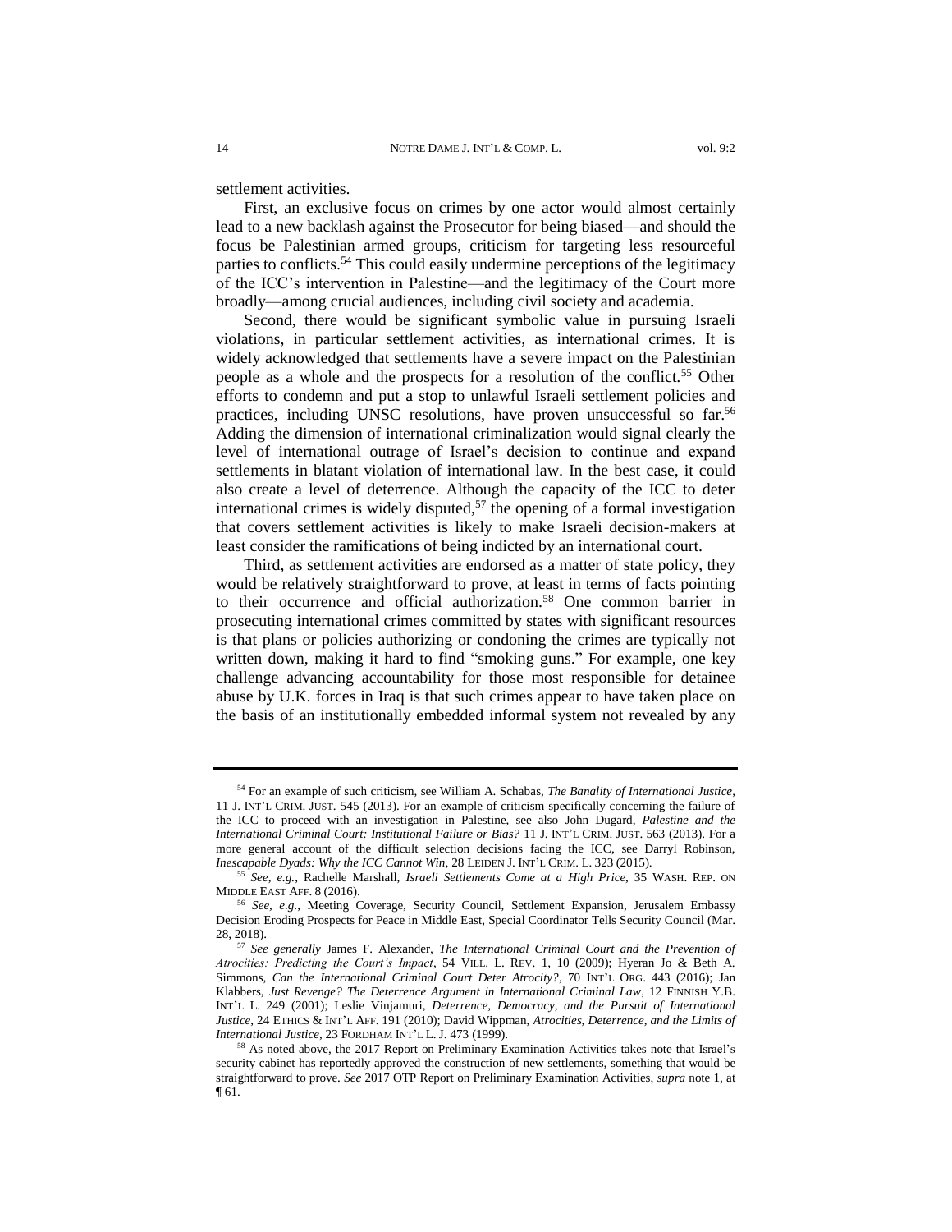settlement activities.

First, an exclusive focus on crimes by one actor would almost certainly lead to a new backlash against the Prosecutor for being biased—and should the focus be Palestinian armed groups, criticism for targeting less resourceful parties to conflicts.[54] This could easily undermine perceptions of the legitimacy of the ICC's intervention in Palestine—and the legitimacy of the Court more broadly—among crucial audiences, including civil society and academia.

Second, there would be significant symbolic value in pursuing Israeli violations, in particular settlement activities, as international crimes. It is widely acknowledged that settlements have a severe impact on the Palestinian people as a whole and the prospects for a resolution of the conflict.[55] Other efforts to condemn and put a stop to unlawful Israeli settlement policies and practices, including UNSC resolutions, have proven unsuccessful so far.[56] Adding the dimension of international criminalization would signal clearly the level of international outrage of Israel's decision to continue and expand settlements in blatant violation of international law. In the best case, it could also create a level of deterrence. Although the capacity of the ICC to deter international crimes is widely disputed,[57] the opening of a formal investigation that covers settlement activities is likely to make Israeli decision-makers at least consider the ramifications of being indicted by an international court.

Third, as settlement activities are endorsed as a matter of state policy, they would be relatively straightforward to prove, at least in terms of facts pointing to their occurrence and official authorization.[58] One common barrier in prosecuting international crimes committed by states with significant resources is that plans or policies authorizing or condoning the crimes are typically not written down, making it hard to find "smoking guns." For example, one key challenge advancing accountability for those most responsible for detainee abuse by U.K. forces in Iraq is that such crimes appear to have taken place on the basis of an institutionally embedded informal system not revealed by any

---

[54] For an example of such criticism, see William A. Schabas, *The Banality of International Justice*, 11 J. INT'L CRIM. JUST. 545 (2013). For an example of criticism specifically concerning the failure of the ICC to proceed with an investigation in Palestine, see also John Dugard, *Palestine and the International Criminal Court: Institutional Failure or Bias?* 11 J. INT'L CRIM. JUST. 563 (2013). For a more general account of the difficult selection decisions facing the ICC, see Darryl Robinson, *Inescapable Dyads: Why the ICC Cannot Win*, 28 LEIDEN J. INT'L CRIM. L. 323 (2015).

[55] *See, e.g.*, Rachelle Marshall, *Israeli Settlements Come at a High Price*, 35 WASH. REP. ON MIDDLE EAST AFF. 8 (2016).

[56] *See, e.g.*, Meeting Coverage, Security Council, Settlement Expansion, Jerusalem Embassy Decision Eroding Prospects for Peace in Middle East, Special Coordinator Tells Security Council (Mar. 28, 2018).

[57] *See generally* James F. Alexander, *The International Criminal Court and the Prevention of Atrocities: Predicting the Court's Impact*, 54 VILL. L. REV. 1, 10 (2009); Hyeran Jo & Beth A. Simmons, *Can the International Criminal Court Deter Atrocity?*, 70 INT'L ORG. 443 (2016); Jan Klabbers, *Just Revenge? The Deterrence Argument in International Criminal Law*, 12 FINNISH Y.B. INT'L L. 249 (2001); Leslie Vinjamuri, *Deterrence, Democracy, and the Pursuit of International Justice*, 24 ETHICS & INT'L AFF. 191 (2010); David Wippman, *Atrocities, Deterrence, and the Limits of International Justice*, 23 FORDHAM INT'L L. J. 473 (1999).

[58] As noted above, the 2017 Report on Preliminary Examination Activities takes note that Israel's security cabinet has reportedly approved the construction of new settlements, something that would be straightforward to prove. *See* 2017 OTP Report on Preliminary Examination Activities, *supra* note 1, at ¶ 61.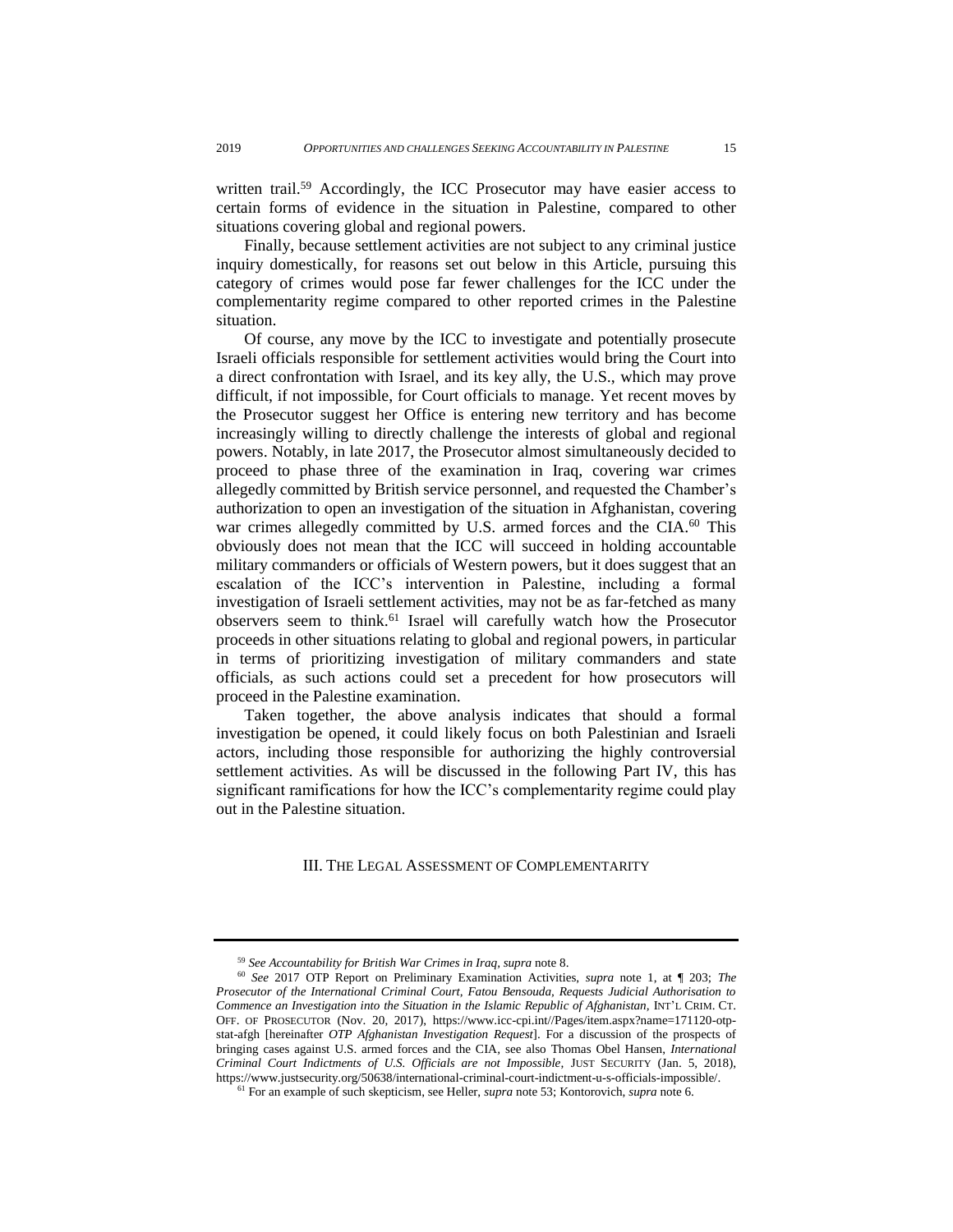written trail.[59] Accordingly, the ICC Prosecutor may have easier access to certain forms of evidence in the situation in Palestine, compared to other situations covering global and regional powers.

Finally, because settlement activities are not subject to any criminal justice inquiry domestically, for reasons set out below in this Article, pursuing this category of crimes would pose far fewer challenges for the ICC under the complementarity regime compared to other reported crimes in the Palestine situation.

Of course, any move by the ICC to investigate and potentially prosecute Israeli officials responsible for settlement activities would bring the Court into a direct confrontation with Israel, and its key ally, the U.S., which may prove difficult, if not impossible, for Court officials to manage. Yet recent moves by the Prosecutor suggest her Office is entering new territory and has become increasingly willing to directly challenge the interests of global and regional powers. Notably, in late 2017, the Prosecutor almost simultaneously decided to proceed to phase three of the examination in Iraq, covering war crimes allegedly committed by British service personnel, and requested the Chamber's authorization to open an investigation of the situation in Afghanistan, covering war crimes allegedly committed by U.S. armed forces and the CIA.[60] This obviously does not mean that the ICC will succeed in holding accountable military commanders or officials of Western powers, but it does suggest that an escalation of the ICC's intervention in Palestine, including a formal investigation of Israeli settlement activities, may not be as far-fetched as many observers seem to think.[61] Israel will carefully watch how the Prosecutor proceeds in other situations relating to global and regional powers, in particular in terms of prioritizing investigation of military commanders and state officials, as such actions could set a precedent for how prosecutors will proceed in the Palestine examination.

Taken together, the above analysis indicates that should a formal investigation be opened, it could likely focus on both Palestinian and Israeli actors, including those responsible for authorizing the highly controversial settlement activities. As will be discussed in the following Part IV, this has significant ramifications for how the ICC's complementarity regime could play out in the Palestine situation.

## III. The Legal Assessment of Complementarity

---

[59] *See Accountability for British War Crimes in Iraq*, *supra* note 8.

[60] *See* 2017 OTP Report on Preliminary Examination Activities, *supra* note 1, at ¶ 203; *The Prosecutor of the International Criminal Court, Fatou Bensouda, Requests Judicial Authorisation to Commence an Investigation into the Situation in the Islamic Republic of Afghanistan*, INT'L CRIM. CT. OFF. OF PROSECUTOR (Nov. 20, 2017), https://www.icc-cpi.int//Pages/item.aspx?name=171120-otp-stat-afgh [hereinafter *OTP Afghanistan Investigation Request*]. For a discussion of the prospects of bringing cases against U.S. armed forces and the CIA, see also Thomas Obel Hansen, *International Criminal Court Indictments of U.S. Officials are not Impossible*, JUST SECURITY (Jan. 5, 2018), https://www.justsecurity.org/50638/international-criminal-court-indictment-u-s-officials-impossible/.

[61] For an example of such skepticism, see Heller, *supra* note 53; Kontorovich, *supra* note 6.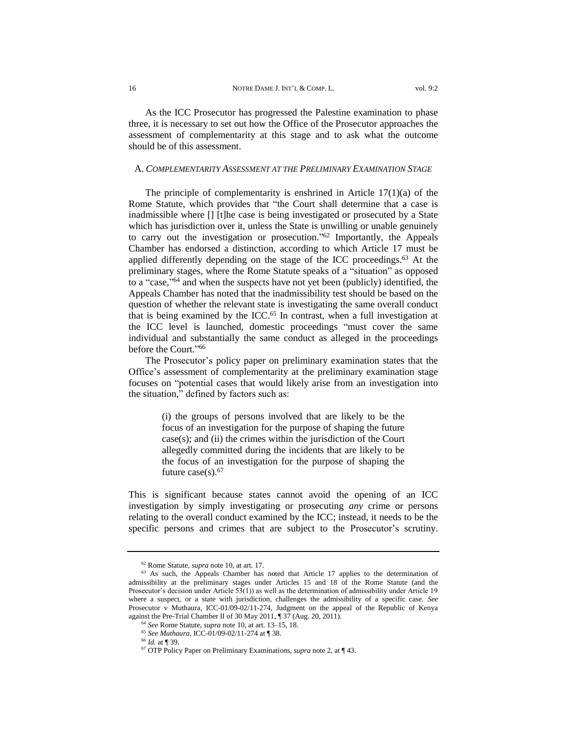As the ICC Prosecutor has progressed the Palestine examination to phase three, it is necessary to set out how the Office of the Prosecutor approaches the assessment of complementarity at this stage and to ask what the outcome should be of this assessment.

### A. *Complementarity Assessment at the Preliminary Examination Stage*

The principle of complementarity is enshrined in Article 17(1)(a) of the Rome Statute, which provides that "the Court shall determine that a case is inadmissible where [] [t]he case is being investigated or prosecuted by a State which has jurisdiction over it, unless the State is unwilling or unable genuinely to carry out the investigation or prosecution."[62] Importantly, the Appeals Chamber has endorsed a distinction, according to which Article 17 must be applied differently depending on the stage of the ICC proceedings.[63] At the preliminary stages, where the Rome Statute speaks of a "situation" as opposed to a "case,"[64] and when the suspects have not yet been (publicly) identified, the Appeals Chamber has noted that the inadmissibility test should be based on the question of whether the relevant state is investigating the same overall conduct that is being examined by the ICC.[65] In contrast, when a full investigation at the ICC level is launched, domestic proceedings "must cover the same individual and substantially the same conduct as alleged in the proceedings before the Court."[66]

The Prosecutor's policy paper on preliminary examination states that the Office's assessment of complementarity at the preliminary examination stage focuses on "potential cases that would likely arise from an investigation into the situation," defined by factors such as:

> (i) the groups of persons involved that are likely to be the focus of an investigation for the purpose of shaping the future case(s); and (ii) the crimes within the jurisdiction of the Court allegedly committed during the incidents that are likely to be the focus of an investigation for the purpose of shaping the future case(s).[67]

This is significant because states cannot avoid the opening of an ICC investigation by simply investigating or prosecuting *any* crime or persons relating to the overall conduct examined by the ICC; instead, it needs to be the specific persons and crimes that are subject to the Prosecutor's scrutiny.

---

[62] Rome Statute, *supra* note 10, at art. 17.

[63] As such, the Appeals Chamber has noted that Article 17 applies to the determination of admissibility at the preliminary stages under Articles 15 and 18 of the Rome Statute (and the Prosecutor's decision under Article 53(1)) as well as the determination of admissibility under Article 19 where a suspect, or a state with jurisdiction, challenges the admissibility of a specific case. *See* Prosecutor v Muthaura, ICC-01/09-02/11-274, Judgment on the appeal of the Republic of Kenya against the Pre-Trial Chamber II of 30 May 2011, ¶ 37 (Aug. 20, 2011).

[64] *See* Rome Statute, *supra* note 10, at art. 13–15, 18.

[65] *See Muthaura*, ICC-01/09-02/11-274 at ¶ 38.

[66] *Id.* at ¶ 39.

[67] OTP Policy Paper on Preliminary Examinations, *supra* note 2, at ¶ 43.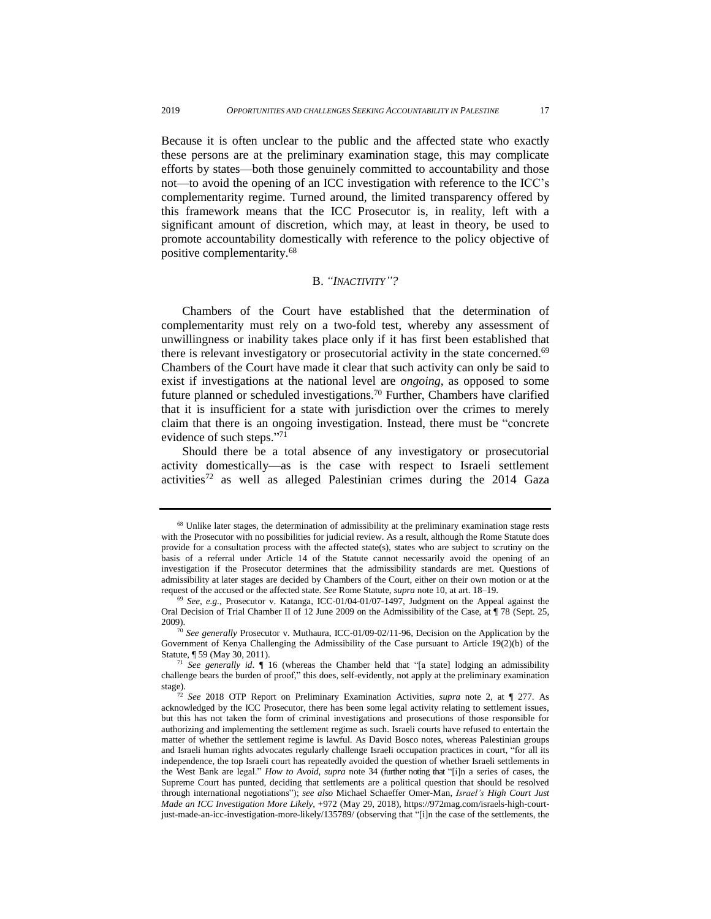Because it is often unclear to the public and the affected state who exactly these persons are at the preliminary examination stage, this may complicate efforts by states—both those genuinely committed to accountability and those not—to avoid the opening of an ICC investigation with reference to the ICC's complementarity regime. Turned around, the limited transparency offered by this framework means that the ICC Prosecutor is, in reality, left with a significant amount of discretion, which may, at least in theory, be used to promote accountability domestically with reference to the policy objective of positive complementarity.[68]

### B. *"INACTIVITY"?*

Chambers of the Court have established that the determination of complementarity must rely on a two-fold test, whereby any assessment of unwillingness or inability takes place only if it has first been established that there is relevant investigatory or prosecutorial activity in the state concerned.[69] Chambers of the Court have made it clear that such activity can only be said to exist if investigations at the national level are *ongoing*, as opposed to some future planned or scheduled investigations.[70] Further, Chambers have clarified that it is insufficient for a state with jurisdiction over the crimes to merely claim that there is an ongoing investigation. Instead, there must be "concrete evidence of such steps."[71]

Should there be a total absence of any investigatory or prosecutorial activity domestically—as is the case with respect to Israeli settlement activities[72] as well as alleged Palestinian crimes during the 2014 Gaza

---

[68] Unlike later stages, the determination of admissibility at the preliminary examination stage rests with the Prosecutor with no possibilities for judicial review. As a result, although the Rome Statute does provide for a consultation process with the affected state(s), states who are subject to scrutiny on the basis of a referral under Article 14 of the Statute cannot necessarily avoid the opening of an investigation if the Prosecutor determines that the admissibility standards are met. Questions of admissibility at later stages are decided by Chambers of the Court, either on their own motion or at the request of the accused or the affected state. *See* Rome Statute, *supra* note 10, at art. 18–19.

[69] *See, e.g.*, Prosecutor v. Katanga, ICC-01/04-01/07-1497, Judgment on the Appeal against the Oral Decision of Trial Chamber II of 12 June 2009 on the Admissibility of the Case, at ¶ 78 (Sept. 25, 2009).

[70] *See generally* Prosecutor v. Muthaura, ICC-01/09-02/11-96, Decision on the Application by the Government of Kenya Challenging the Admissibility of the Case pursuant to Article 19(2)(b) of the Statute, ¶ 59 (May 30, 2011).

[71] *See generally id*. ¶ 16 (whereas the Chamber held that "[a state] lodging an admissibility challenge bears the burden of proof," this does, self-evidently, not apply at the preliminary examination stage).

[72] *See* 2018 OTP Report on Preliminary Examination Activities, *supra* note 2, at ¶ 277. As acknowledged by the ICC Prosecutor, there has been some legal activity relating to settlement issues, but this has not taken the form of criminal investigations and prosecutions of those responsible for authorizing and implementing the settlement regime as such. Israeli courts have refused to entertain the matter of whether the settlement regime is lawful. As David Bosco notes, whereas Palestinian groups and Israeli human rights advocates regularly challenge Israeli occupation practices in court, "for all its independence, the top Israeli court has repeatedly avoided the question of whether Israeli settlements in the West Bank are legal." *How to Avoid*, *supra* note 34 (further noting that "[i]n a series of cases, the Supreme Court has punted, deciding that settlements are a political question that should be resolved through international negotiations"); *see also* Michael Schaeffer Omer-Man, *Israel's High Court Just Made an ICC Investigation More Likely*, +972 (May 29, 2018), https://972mag.com/israels-high-court-just-made-an-icc-investigation-more-likely/135789/ (observing that "[i]n the case of the settlements, the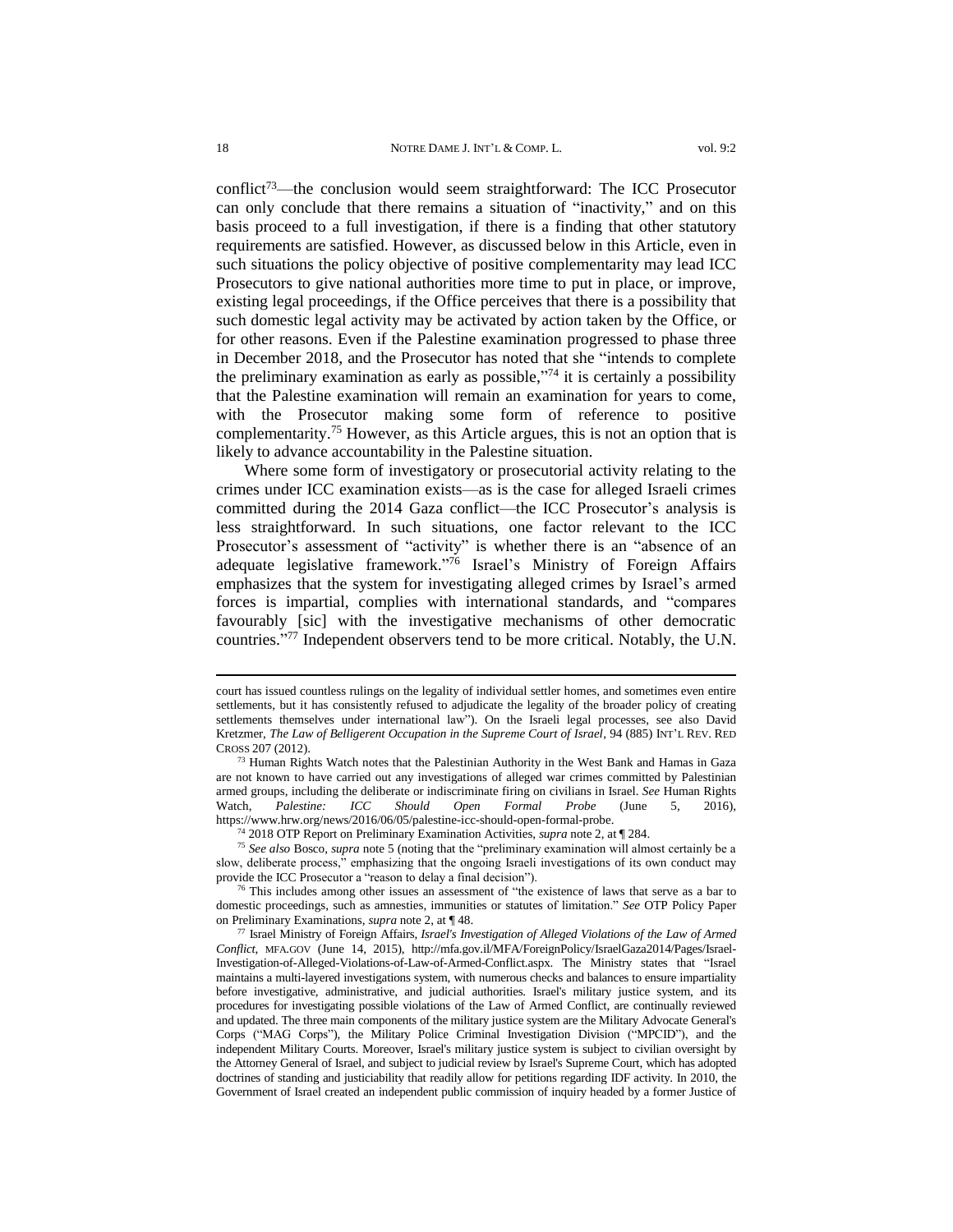conflict[73]—the conclusion would seem straightforward: The ICC Prosecutor can only conclude that there remains a situation of "inactivity," and on this basis proceed to a full investigation, if there is a finding that other statutory requirements are satisfied. However, as discussed below in this Article, even in such situations the policy objective of positive complementarity may lead ICC Prosecutors to give national authorities more time to put in place, or improve, existing legal proceedings, if the Office perceives that there is a possibility that such domestic legal activity may be activated by action taken by the Office, or for other reasons. Even if the Palestine examination progressed to phase three in December 2018, and the Prosecutor has noted that she "intends to complete the preliminary examination as early as possible,"[74] it is certainly a possibility that the Palestine examination will remain an examination for years to come, with the Prosecutor making some form of reference to positive complementarity.[75] However, as this Article argues, this is not an option that is likely to advance accountability in the Palestine situation.

Where some form of investigatory or prosecutorial activity relating to the crimes under ICC examination exists—as is the case for alleged Israeli crimes committed during the 2014 Gaza conflict—the ICC Prosecutor's analysis is less straightforward. In such situations, one factor relevant to the ICC Prosecutor's assessment of "activity" is whether there is an "absence of an adequate legislative framework."[76] Israel's Ministry of Foreign Affairs emphasizes that the system for investigating alleged crimes by Israel's armed forces is impartial, complies with international standards, and "compares favourably [sic] with the investigative mechanisms of other democratic countries."[77] Independent observers tend to be more critical. Notably, the U.N.

---

court has issued countless rulings on the legality of individual settler homes, and sometimes even entire settlements, but it has consistently refused to adjudicate the legality of the broader policy of creating settlements themselves under international law"). On the Israeli legal processes, see also David Kretzmer, *The Law of Belligerent Occupation in the Supreme Court of Israel*, 94 (885) INT'L REV. RED CROSS 207 (2012).

[73] Human Rights Watch notes that the Palestinian Authority in the West Bank and Hamas in Gaza are not known to have carried out any investigations of alleged war crimes committed by Palestinian armed groups, including the deliberate or indiscriminate firing on civilians in Israel. *See* Human Rights Watch, *Palestine: ICC Should Open Formal Probe* (June 5, 2016), https://www.hrw.org/news/2016/06/05/palestine-icc-should-open-formal-probe.

[74] 2018 OTP Report on Preliminary Examination Activities, *supra* note 2, at ¶ 284.

[75] *See also* Bosco, *supra* note 5 (noting that the "preliminary examination will almost certainly be a slow, deliberate process," emphasizing that the ongoing Israeli investigations of its own conduct may provide the ICC Prosecutor a "reason to delay a final decision").

[76] This includes among other issues an assessment of "the existence of laws that serve as a bar to domestic proceedings, such as amnesties, immunities or statutes of limitation." *See* OTP Policy Paper on Preliminary Examinations, *supra* note 2, at ¶ 48.

[77] Israel Ministry of Foreign Affairs, *Israel's Investigation of Alleged Violations of the Law of Armed Conflict*, MFA.GOV (June 14, 2015), http://mfa.gov.il/MFA/ForeignPolicy/IsraelGaza2014/Pages/Israel-Investigation-of-Alleged-Violations-of-Law-of-Armed-Conflict.aspx. The Ministry states that "Israel maintains a multi-layered investigations system, with numerous checks and balances to ensure impartiality before investigative, administrative, and judicial authorities. Israel's military justice system, and its procedures for investigating possible violations of the Law of Armed Conflict, are continually reviewed and updated. The three main components of the military justice system are the Military Advocate General's Corps ("MAG Corps"), the Military Police Criminal Investigation Division ("MPCID"), and the independent Military Courts. Moreover, Israel's military justice system is subject to civilian oversight by the Attorney General of Israel, and subject to judicial review by Israel's Supreme Court, which has adopted doctrines of standing and justiciability that readily allow for petitions regarding IDF activity. In 2010, the Government of Israel created an independent public commission of inquiry headed by a former Justice of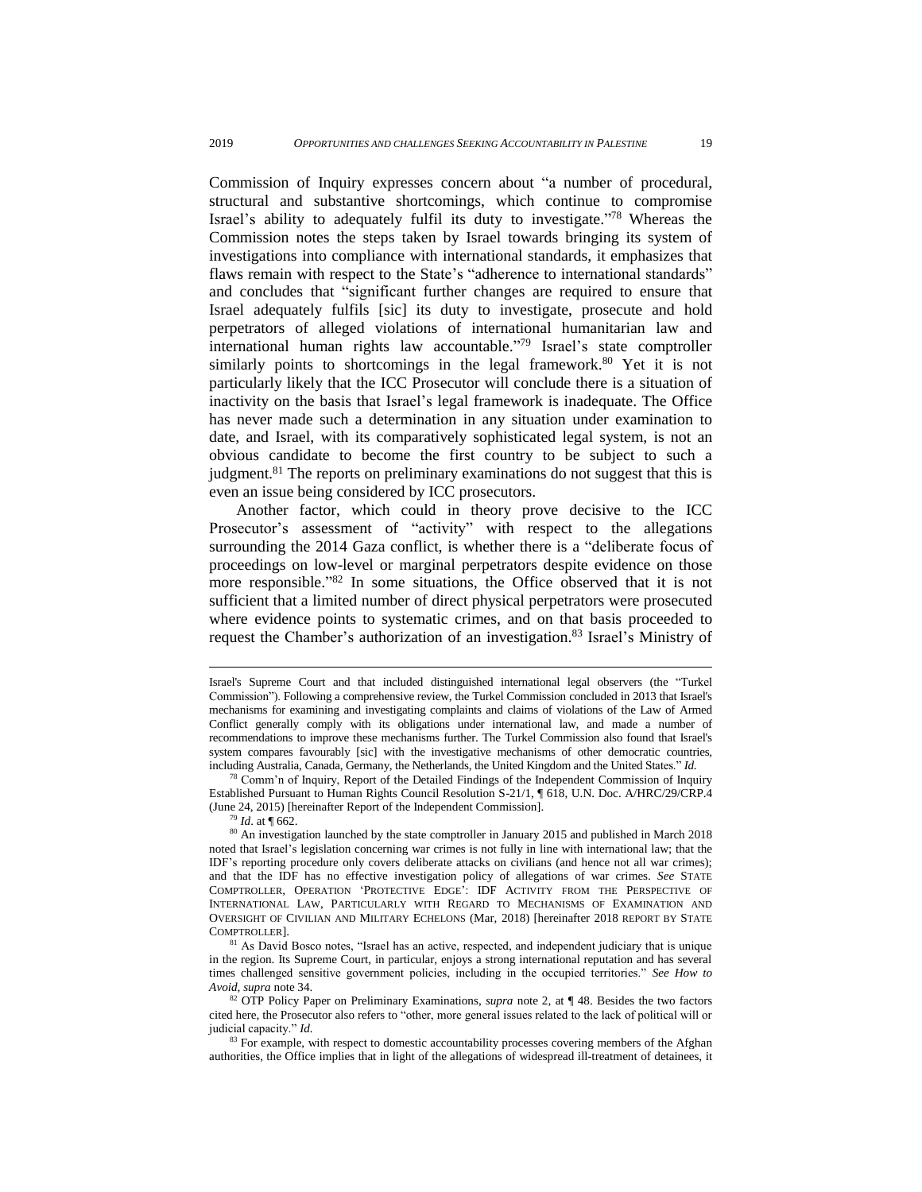Commission of Inquiry expresses concern about "a number of procedural, structural and substantive shortcomings, which continue to compromise Israel's ability to adequately fulfil its duty to investigate."[78] Whereas the Commission notes the steps taken by Israel towards bringing its system of investigations into compliance with international standards, it emphasizes that flaws remain with respect to the State's "adherence to international standards" and concludes that "significant further changes are required to ensure that Israel adequately fulfils [sic] its duty to investigate, prosecute and hold perpetrators of alleged violations of international humanitarian law and international human rights law accountable."[79] Israel's state comptroller similarly points to shortcomings in the legal framework.[80] Yet it is not particularly likely that the ICC Prosecutor will conclude there is a situation of inactivity on the basis that Israel's legal framework is inadequate. The Office has never made such a determination in any situation under examination to date, and Israel, with its comparatively sophisticated legal system, is not an obvious candidate to become the first country to be subject to such a judgment.[81] The reports on preliminary examinations do not suggest that this is even an issue being considered by ICC prosecutors.

Another factor, which could in theory prove decisive to the ICC Prosecutor's assessment of "activity" with respect to the allegations surrounding the 2014 Gaza conflict, is whether there is a "deliberate focus of proceedings on low-level or marginal perpetrators despite evidence on those more responsible."[82] In some situations, the Office observed that it is not sufficient that a limited number of direct physical perpetrators were prosecuted where evidence points to systematic crimes, and on that basis proceeded to request the Chamber's authorization of an investigation.[83] Israel's Ministry of

---

Israel's Supreme Court and that included distinguished international legal observers (the "Turkel Commission"). Following a comprehensive review, the Turkel Commission concluded in 2013 that Israel's mechanisms for examining and investigating complaints and claims of violations of the Law of Armed Conflict generally comply with its obligations under international law, and made a number of recommendations to improve these mechanisms further. The Turkel Commission also found that Israel's system compares favourably [sic] with the investigative mechanisms of other democratic countries, including Australia, Canada, Germany, the Netherlands, the United Kingdom and the United States." *Id.*

[78] Comm'n of Inquiry, Report of the Detailed Findings of the Independent Commission of Inquiry Established Pursuant to Human Rights Council Resolution S-21/1, ¶ 618, U.N. Doc. A/HRC/29/CRP.4 (June 24, 2015) [hereinafter Report of the Independent Commission].

[79] *Id*. at ¶ 662.

[80] An investigation launched by the state comptroller in January 2015 and published in March 2018 noted that Israel's legislation concerning war crimes is not fully in line with international law; that the IDF's reporting procedure only covers deliberate attacks on civilians (and hence not all war crimes); and that the IDF has no effective investigation policy of allegations of war crimes. *See* STATE COMPTROLLER, OPERATION 'PROTECTIVE EDGE': IDF ACTIVITY FROM THE PERSPECTIVE OF INTERNATIONAL LAW, PARTICULARLY WITH REGARD TO MECHANISMS OF EXAMINATION AND OVERSIGHT OF CIVILIAN AND MILITARY ECHELONS (Mar, 2018) [hereinafter 2018 REPORT BY STATE COMPTROLLER].

[81] As David Bosco notes, "Israel has an active, respected, and independent judiciary that is unique in the region. Its Supreme Court, in particular, enjoys a strong international reputation and has several times challenged sensitive government policies, including in the occupied territories." *See How to Avoid*, *supra* note 34.

[82] OTP Policy Paper on Preliminary Examinations, *supra* note 2, at ¶ 48. Besides the two factors cited here, the Prosecutor also refers to "other, more general issues related to the lack of political will or judicial capacity." *Id.*

[83] For example, with respect to domestic accountability processes covering members of the Afghan authorities, the Office implies that in light of the allegations of widespread ill-treatment of detainees, it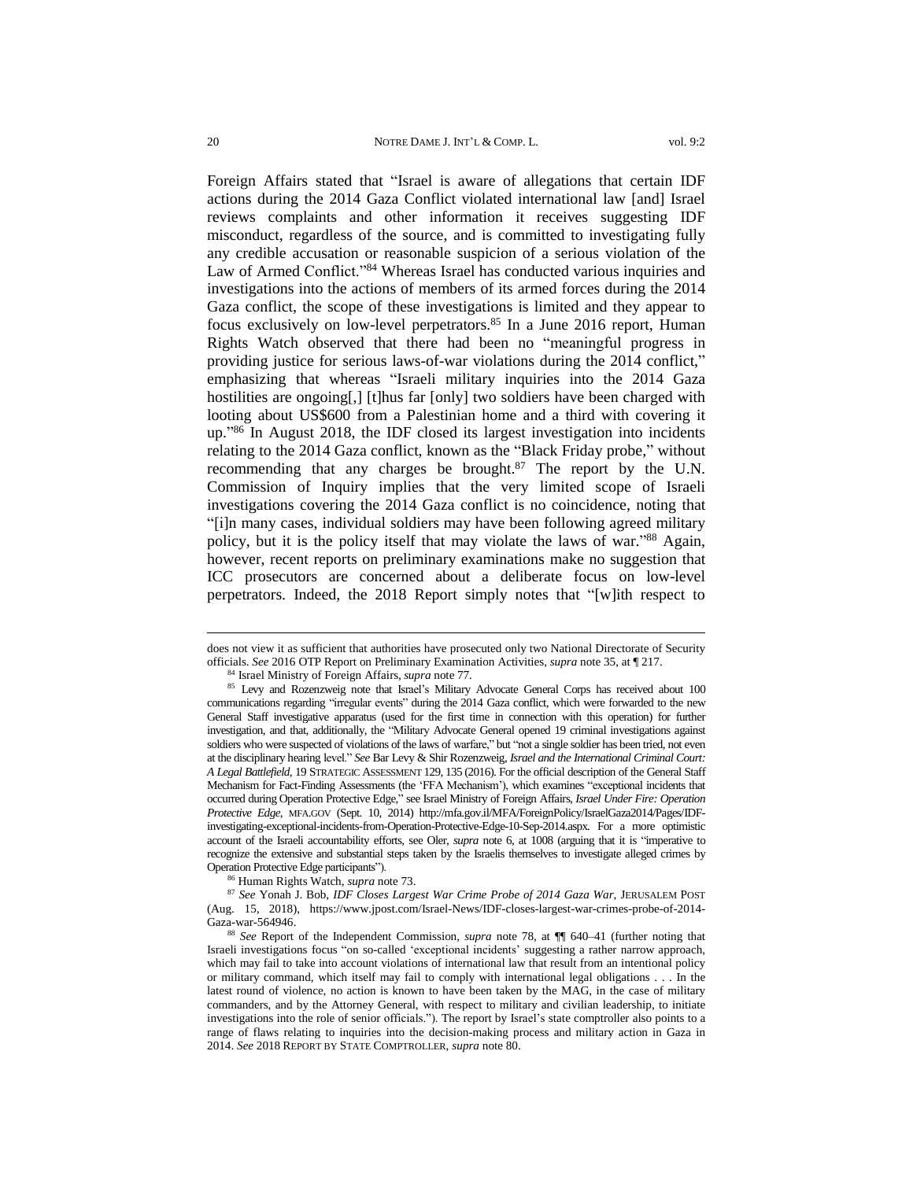Foreign Affairs stated that "Israel is aware of allegations that certain IDF actions during the 2014 Gaza Conflict violated international law [and] Israel reviews complaints and other information it receives suggesting IDF misconduct, regardless of the source, and is committed to investigating fully any credible accusation or reasonable suspicion of a serious violation of the Law of Armed Conflict."[84] Whereas Israel has conducted various inquiries and investigations into the actions of members of its armed forces during the 2014 Gaza conflict, the scope of these investigations is limited and they appear to focus exclusively on low-level perpetrators.[85] In a June 2016 report, Human Rights Watch observed that there had been no "meaningful progress in providing justice for serious laws-of-war violations during the 2014 conflict," emphasizing that whereas "Israeli military inquiries into the 2014 Gaza hostilities are ongoing[,] [t]hus far [only] two soldiers have been charged with looting about US$600 from a Palestinian home and a third with covering it up."[86] In August 2018, the IDF closed its largest investigation into incidents relating to the 2014 Gaza conflict, known as the "Black Friday probe," without recommending that any charges be brought.[87] The report by the U.N. Commission of Inquiry implies that the very limited scope of Israeli investigations covering the 2014 Gaza conflict is no coincidence, noting that "[i]n many cases, individual soldiers may have been following agreed military policy, but it is the policy itself that may violate the laws of war."[88] Again, however, recent reports on preliminary examinations make no suggestion that ICC prosecutors are concerned about a deliberate focus on low-level perpetrators. Indeed, the 2018 Report simply notes that "[w]ith respect to

---

does not view it as sufficient that authorities have prosecuted only two National Directorate of Security officials. *See* 2016 OTP Report on Preliminary Examination Activities, *supra* note 35, at ¶ 217.

[84] Israel Ministry of Foreign Affairs, *supra* note 77.

[85] Levy and Rozenzweig note that Israel's Military Advocate General Corps has received about 100 communications regarding "irregular events" during the 2014 Gaza conflict, which were forwarded to the new General Staff investigative apparatus (used for the first time in connection with this operation) for further investigation, and that, additionally, the "Military Advocate General opened 19 criminal investigations against soldiers who were suspected of violations of the laws of warfare," but "not a single soldier has been tried, not even at the disciplinary hearing level." *See* Bar Levy & Shir Rozenzweig, *Israel and the International Criminal Court: A Legal Battlefield*, 19 STRATEGIC ASSESSMENT 129, 135 (2016). For the official description of the General Staff Mechanism for Fact-Finding Assessments (the 'FFA Mechanism'), which examines "exceptional incidents that occurred during Operation Protective Edge," see Israel Ministry of Foreign Affairs, *Israel Under Fire: Operation Protective Edge*, MFA.GOV (Sept. 10, 2014) http://mfa.gov.il/MFA/ForeignPolicy/IsraelGaza2014/Pages/IDF-investigating-exceptional-incidents-from-Operation-Protective-Edge-10-Sep-2014.aspx. For a more optimistic account of the Israeli accountability efforts, see Oler, *supra* note 6, at 1008 (arguing that it is "imperative to recognize the extensive and substantial steps taken by the Israelis themselves to investigate alleged crimes by Operation Protective Edge participants").

[86] Human Rights Watch, *supra* note 73.

[87] *See* Yonah J. Bob, *IDF Closes Largest War Crime Probe of 2014 Gaza War*, JERUSALEM POST (Aug. 15, 2018), https://www.jpost.com/Israel-News/IDF-closes-largest-war-crimes-probe-of-2014-Gaza-war-564946.

[88] *See* Report of the Independent Commission, *supra* note 78, at ¶¶ 640–41 (further noting that Israeli investigations focus "on so-called 'exceptional incidents' suggesting a rather narrow approach, which may fail to take into account violations of international law that result from an intentional policy or military command, which itself may fail to comply with international legal obligations . . . In the latest round of violence, no action is known to have been taken by the MAG, in the case of military commanders, and by the Attorney General, with respect to military and civilian leadership, to initiate investigations into the role of senior officials."). The report by Israel's state comptroller also points to a range of flaws relating to inquiries into the decision-making process and military action in Gaza in 2014. *See* 2018 REPORT BY STATE COMPTROLLER, *supra* note 80.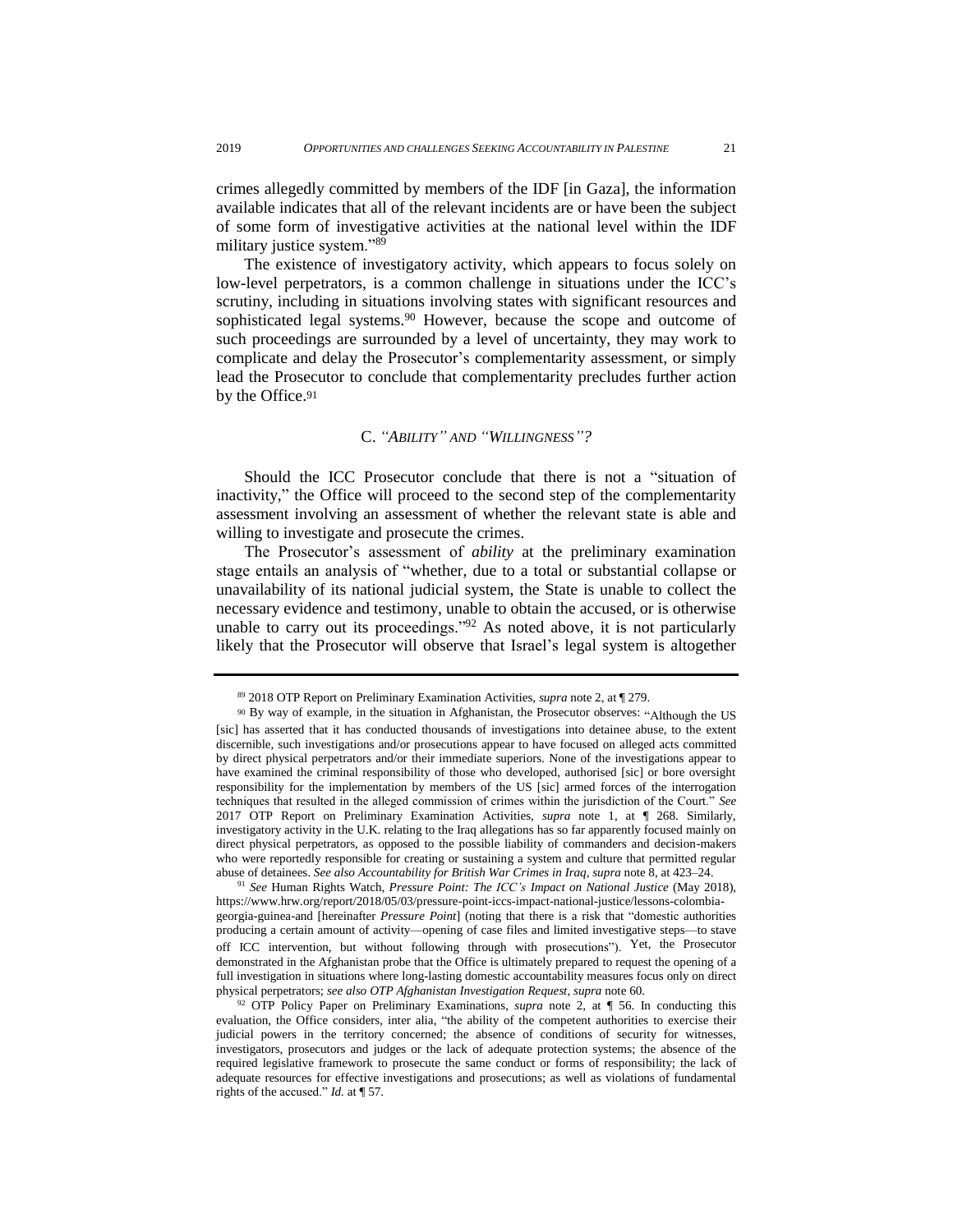crimes allegedly committed by members of the IDF [in Gaza], the information available indicates that all of the relevant incidents are or have been the subject of some form of investigative activities at the national level within the IDF military justice system."[89]

The existence of investigatory activity, which appears to focus solely on low-level perpetrators, is a common challenge in situations under the ICC's scrutiny, including in situations involving states with significant resources and sophisticated legal systems.[90] However, because the scope and outcome of such proceedings are surrounded by a level of uncertainty, they may work to complicate and delay the Prosecutor's complementarity assessment, or simply lead the Prosecutor to conclude that complementarity precludes further action by the Office.[91]

### C. *"Ability" and "Willingness"?*

Should the ICC Prosecutor conclude that there is not a "situation of inactivity," the Office will proceed to the second step of the complementarity assessment involving an assessment of whether the relevant state is able and willing to investigate and prosecute the crimes.

The Prosecutor's assessment of *ability* at the preliminary examination stage entails an analysis of "whether, due to a total or substantial collapse or unavailability of its national judicial system, the State is unable to collect the necessary evidence and testimony, unable to obtain the accused, or is otherwise unable to carry out its proceedings."[92] As noted above, it is not particularly likely that the Prosecutor will observe that Israel's legal system is altogether

---

[89] 2018 OTP Report on Preliminary Examination Activities, *supra* note 2, at ¶ 279.

[90] By way of example, in the situation in Afghanistan, the Prosecutor observes: "Although the US [sic] has asserted that it has conducted thousands of investigations into detainee abuse, to the extent discernible, such investigations and/or prosecutions appear to have focused on alleged acts committed by direct physical perpetrators and/or their immediate superiors. None of the investigations appear to have examined the criminal responsibility of those who developed, authorised [sic] or bore oversight responsibility for the implementation by members of the US [sic] armed forces of the interrogation techniques that resulted in the alleged commission of crimes within the jurisdiction of the Court." *See* 2017 OTP Report on Preliminary Examination Activities, *supra* note 1, at ¶ 268. Similarly, investigatory activity in the U.K. relating to the Iraq allegations has so far apparently focused mainly on direct physical perpetrators, as opposed to the possible liability of commanders and decision-makers who were reportedly responsible for creating or sustaining a system and culture that permitted regular abuse of detainees. *See also Accountability for British War Crimes in Iraq*, *supra* note 8, at 423–24.

[91] *See* Human Rights Watch, *Pressure Point: The ICC's Impact on National Justice* (May 2018), https://www.hrw.org/report/2018/05/03/pressure-point-iccs-impact-national-justice/lessons-colombia-georgia-guinea-and [hereinafter *Pressure Point*] (noting that there is a risk that "domestic authorities producing a certain amount of activity—opening of case files and limited investigative steps—to stave off ICC intervention, but without following through with prosecutions"). Yet, the Prosecutor demonstrated in the Afghanistan probe that the Office is ultimately prepared to request the opening of a full investigation in situations where long-lasting domestic accountability measures focus only on direct physical perpetrators; *see also OTP Afghanistan Investigation Request*, *supra* note 60.

[92] OTP Policy Paper on Preliminary Examinations, *supra* note 2, at ¶ 56. In conducting this evaluation, the Office considers, inter alia, "the ability of the competent authorities to exercise their judicial powers in the territory concerned; the absence of conditions of security for witnesses, investigators, prosecutors and judges or the lack of adequate protection systems; the absence of the required legislative framework to prosecute the same conduct or forms of responsibility; the lack of adequate resources for effective investigations and prosecutions; as well as violations of fundamental rights of the accused." *Id.* at ¶ 57.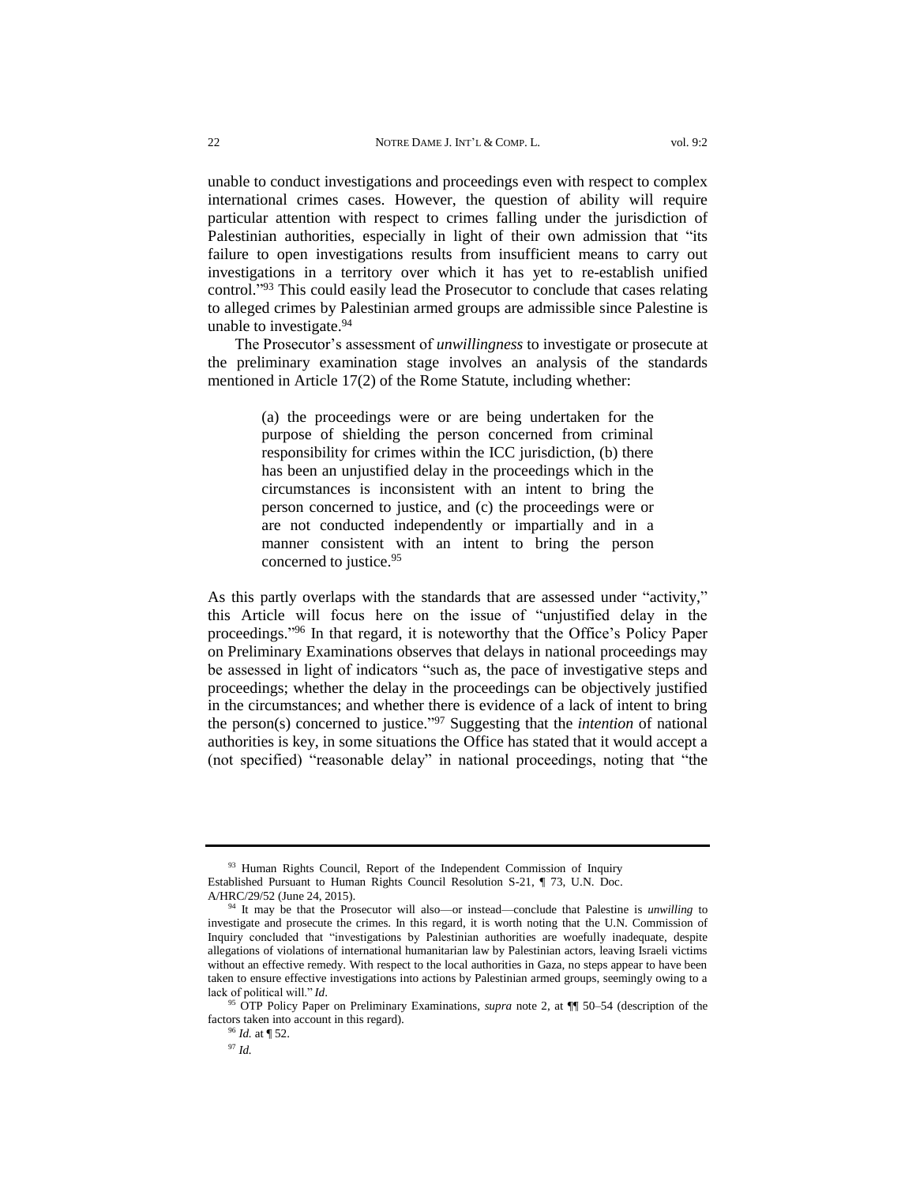unable to conduct investigations and proceedings even with respect to complex international crimes cases. However, the question of ability will require particular attention with respect to crimes falling under the jurisdiction of Palestinian authorities, especially in light of their own admission that "its failure to open investigations results from insufficient means to carry out investigations in a territory over which it has yet to re-establish unified control."[93] This could easily lead the Prosecutor to conclude that cases relating to alleged crimes by Palestinian armed groups are admissible since Palestine is unable to investigate.[94]

The Prosecutor's assessment of *unwillingness* to investigate or prosecute at the preliminary examination stage involves an analysis of the standards mentioned in Article 17(2) of the Rome Statute, including whether:

> (a) the proceedings were or are being undertaken for the purpose of shielding the person concerned from criminal responsibility for crimes within the ICC jurisdiction, (b) there has been an unjustified delay in the proceedings which in the circumstances is inconsistent with an intent to bring the person concerned to justice, and (c) the proceedings were or are not conducted independently or impartially and in a manner consistent with an intent to bring the person concerned to justice.[95]

As this partly overlaps with the standards that are assessed under "activity," this Article will focus here on the issue of "unjustified delay in the proceedings."[96] In that regard, it is noteworthy that the Office's Policy Paper on Preliminary Examinations observes that delays in national proceedings may be assessed in light of indicators "such as, the pace of investigative steps and proceedings; whether the delay in the proceedings can be objectively justified in the circumstances; and whether there is evidence of a lack of intent to bring the person(s) concerned to justice."[97] Suggesting that the *intention* of national authorities is key, in some situations the Office has stated that it would accept a (not specified) "reasonable delay" in national proceedings, noting that "the

---

[93] Human Rights Council, Report of the Independent Commission of Inquiry Established Pursuant to Human Rights Council Resolution S-21, ¶ 73, U.N. Doc. A/HRC/29/52 (June 24, 2015).

[94] It may be that the Prosecutor will also—or instead—conclude that Palestine is *unwilling* to investigate and prosecute the crimes. In this regard, it is worth noting that the U.N. Commission of Inquiry concluded that "investigations by Palestinian authorities are woefully inadequate, despite allegations of violations of international humanitarian law by Palestinian actors, leaving Israeli victims without an effective remedy. With respect to the local authorities in Gaza, no steps appear to have been taken to ensure effective investigations into actions by Palestinian armed groups, seemingly owing to a lack of political will." *Id*.

[95] OTP Policy Paper on Preliminary Examinations, *supra* note 2, at ¶¶ 50–54 (description of the factors taken into account in this regard).

[96] *Id.* at ¶ 52.

[97] *Id.*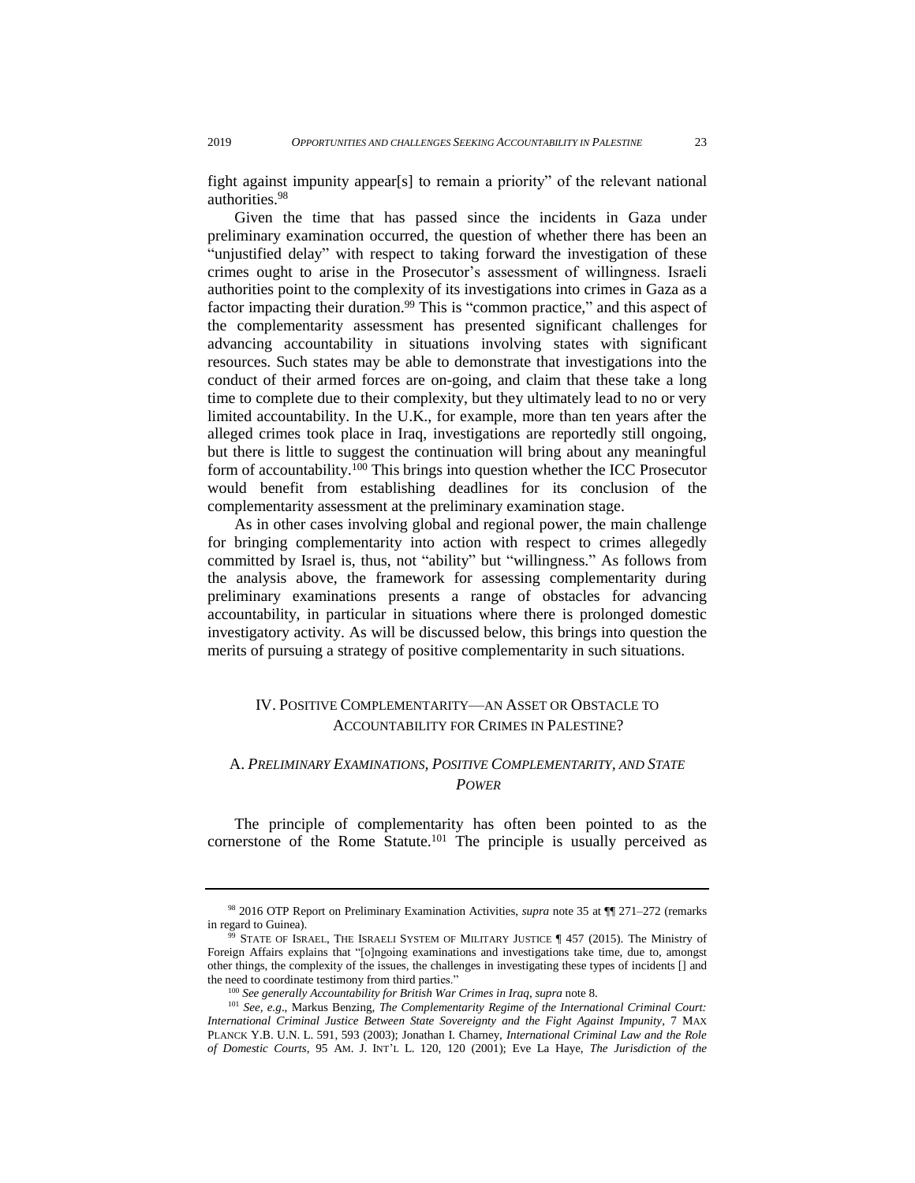fight against impunity appear[s] to remain a priority" of the relevant national authorities.[98]

Given the time that has passed since the incidents in Gaza under preliminary examination occurred, the question of whether there has been an "unjustified delay" with respect to taking forward the investigation of these crimes ought to arise in the Prosecutor's assessment of willingness. Israeli authorities point to the complexity of its investigations into crimes in Gaza as a factor impacting their duration.[99] This is "common practice," and this aspect of the complementarity assessment has presented significant challenges for advancing accountability in situations involving states with significant resources. Such states may be able to demonstrate that investigations into the conduct of their armed forces are on-going, and claim that these take a long time to complete due to their complexity, but they ultimately lead to no or very limited accountability. In the U.K., for example, more than ten years after the alleged crimes took place in Iraq, investigations are reportedly still ongoing, but there is little to suggest the continuation will bring about any meaningful form of accountability.[100] This brings into question whether the ICC Prosecutor would benefit from establishing deadlines for its conclusion of the complementarity assessment at the preliminary examination stage.

As in other cases involving global and regional power, the main challenge for bringing complementarity into action with respect to crimes allegedly committed by Israel is, thus, not "ability" but "willingness." As follows from the analysis above, the framework for assessing complementarity during preliminary examinations presents a range of obstacles for advancing accountability, in particular in situations where there is prolonged domestic investigatory activity. As will be discussed below, this brings into question the merits of pursuing a strategy of positive complementarity in such situations.

## IV. Positive Complementarity—An Asset or Obstacle to Accountability for Crimes in Palestine?

### A. *Preliminary Examinations, Positive Complementarity, and State Power*

The principle of complementarity has often been pointed to as the cornerstone of the Rome Statute.[101] The principle is usually perceived as

---

[98] 2016 OTP Report on Preliminary Examination Activities, *supra* note 35 at ¶¶ 271–272 (remarks in regard to Guinea).

[99] State of Israel, The Israeli System of Military Justice ¶ 457 (2015). The Ministry of Foreign Affairs explains that "[o]ngoing examinations and investigations take time, due to, amongst other things, the complexity of the issues, the challenges in investigating these types of incidents [] and the need to coordinate testimony from third parties."

[100] *See generally Accountability for British War Crimes in Iraq*, *supra* note 8.

[101] *See, e.g.*, Markus Benzing, *The Complementarity Regime of the International Criminal Court: International Criminal Justice Between State Sovereignty and the Fight Against Impunity*, 7 Max Planck Y.B. U.N. L. 591, 593 (2003); Jonathan I. Charney, *International Criminal Law and the Role of Domestic Courts*, 95 Am. J. Int'l L. 120, 120 (2001); Eve La Haye, *The Jurisdiction of the*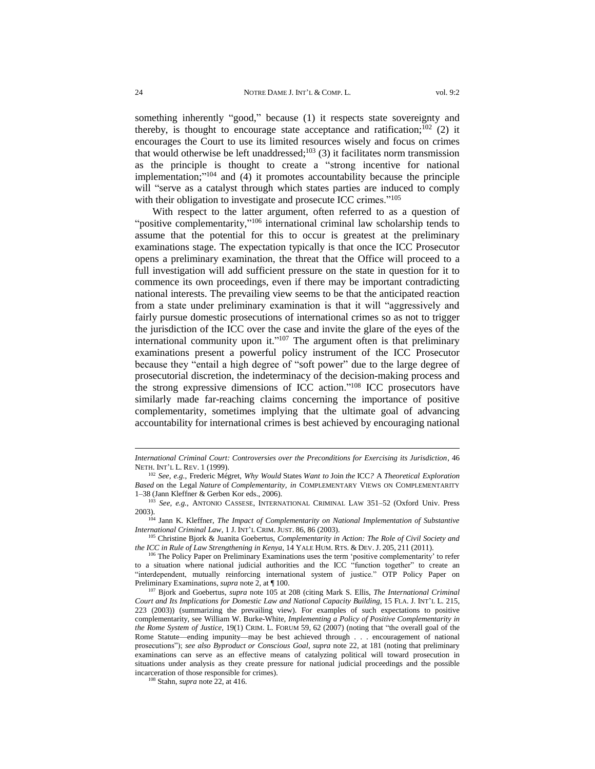something inherently "good," because (1) it respects state sovereignty and thereby, is thought to encourage state acceptance and ratification;[102] (2) it encourages the Court to use its limited resources wisely and focus on crimes that would otherwise be left unaddressed;[103] (3) it facilitates norm transmission as the principle is thought to create a "strong incentive for national implementation;"[104] and (4) it promotes accountability because the principle will "serve as a catalyst through which states parties are induced to comply with their obligation to investigate and prosecute ICC crimes."[105]

With respect to the latter argument, often referred to as a question of "positive complementarity,"[106] international criminal law scholarship tends to assume that the potential for this to occur is greatest at the preliminary examinations stage. The expectation typically is that once the ICC Prosecutor opens a preliminary examination, the threat that the Office will proceed to a full investigation will add sufficient pressure on the state in question for it to commence its own proceedings, even if there may be important contradicting national interests. The prevailing view seems to be that the anticipated reaction from a state under preliminary examination is that it will "aggressively and fairly pursue domestic prosecutions of international crimes so as not to trigger the jurisdiction of the ICC over the case and invite the glare of the eyes of the international community upon it."[107] The argument often is that preliminary examinations present a powerful policy instrument of the ICC Prosecutor because they "entail a high degree of "soft power" due to the large degree of prosecutorial discretion, the indeterminacy of the decision-making process and the strong expressive dimensions of ICC action."[108] ICC prosecutors have similarly made far-reaching claims concerning the importance of positive complementarity, sometimes implying that the ultimate goal of advancing accountability for international crimes is best achieved by encouraging national

---

*International Criminal Court: Controversies over the Preconditions for Exercising its Jurisdiction*, 46 NETH. INT'L L. REV. 1 (1999).

[102] *See, e.g.*, Frederic Mégret, *Why Would States Want to Join the ICC? A Theoretical Exploration Based on the Legal Nature of Complementarity*, *in* COMPLEMENTARY VIEWS ON COMPLEMENTARITY 1–38 (Jann Kleffner & Gerben Kor eds., 2006).

[103] *See, e.g.*, ANTONIO CASSESE, INTERNATIONAL CRIMINAL LAW 351–52 (Oxford Univ. Press 2003).

[104] Jann K. Kleffner, *The Impact of Complementarity on National Implementation of Substantive International Criminal Law*, 1 J. INT'L CRIM. JUST. 86, 86 (2003).

[105] Christine Bjork & Juanita Goebertus, *Complementarity in Action: The Role of Civil Society and the ICC in Rule of Law Strengthening in Kenya*, 14 YALE HUM. RTS. & DEV. J. 205, 211 (2011).

[106] The Policy Paper on Preliminary Examinations uses the term 'positive complementarity' to refer to a situation where national judicial authorities and the ICC "function together" to create an "interdependent, mutually reinforcing international system of justice." OTP Policy Paper on Preliminary Examinations, *supra* note 2, at ¶ 100.

[107] Bjork and Goebertus, *supra* note 105 at 208 (citing Mark S. Ellis, *The International Criminal Court and Its Implications for Domestic Law and National Capacity Building*, 15 FLA. J. INT'L L. 215, 223 (2003)) (summarizing the prevailing view). For examples of such expectations to positive complementarity, see William W. Burke-White, *Implementing a Policy of Positive Complementarity in the Rome System of Justice*, 19(1) CRIM. L. FORUM 59, 62 (2007) (noting that "the overall goal of the Rome Statute—ending impunity—may be best achieved through . . . encouragement of national prosecutions"); *see also Byproduct or Conscious Goal*, *supra* note 22, at 181 (noting that preliminary examinations can serve as an effective means of catalyzing political will toward prosecution in situations under analysis as they create pressure for national judicial proceedings and the possible incarceration of those responsible for crimes).

[108] Stahn, *supra* note 22, at 416.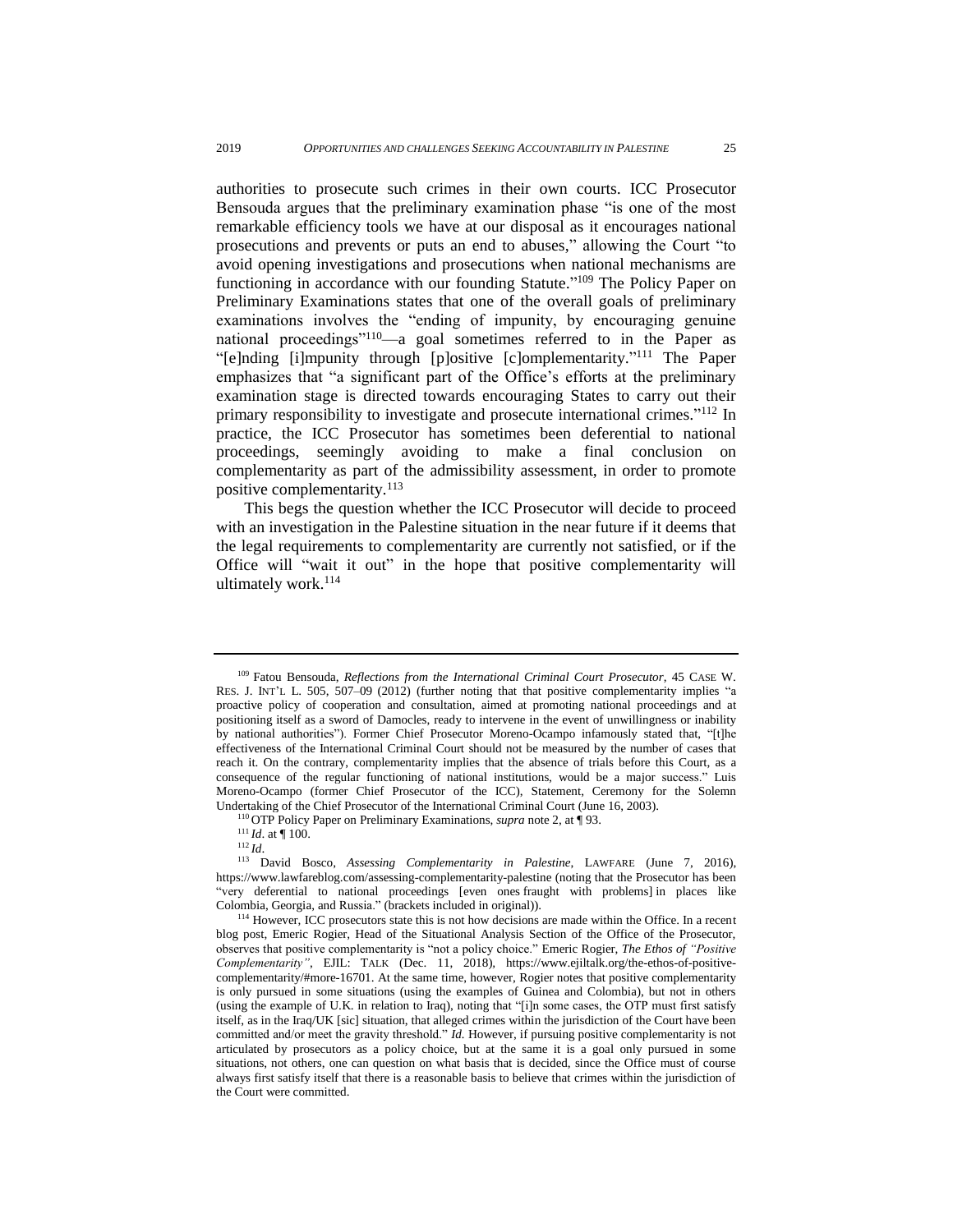authorities to prosecute such crimes in their own courts. ICC Prosecutor Bensouda argues that the preliminary examination phase "is one of the most remarkable efficiency tools we have at our disposal as it encourages national prosecutions and prevents or puts an end to abuses," allowing the Court "to avoid opening investigations and prosecutions when national mechanisms are functioning in accordance with our founding Statute."[109] The Policy Paper on Preliminary Examinations states that one of the overall goals of preliminary examinations involves the "ending of impunity, by encouraging genuine national proceedings"[110]—a goal sometimes referred to in the Paper as "[e]nding [i]mpunity through [p]ositive [c]omplementarity."[111] The Paper emphasizes that "a significant part of the Office's efforts at the preliminary examination stage is directed towards encouraging States to carry out their primary responsibility to investigate and prosecute international crimes."[112] In practice, the ICC Prosecutor has sometimes been deferential to national proceedings, seemingly avoiding to make a final conclusion on complementarity as part of the admissibility assessment, in order to promote positive complementarity.[113]

This begs the question whether the ICC Prosecutor will decide to proceed with an investigation in the Palestine situation in the near future if it deems that the legal requirements to complementarity are currently not satisfied, or if the Office will "wait it out" in the hope that positive complementarity will ultimately work.[114]

---

[109] Fatou Bensouda, *Reflections from the International Criminal Court Prosecutor*, 45 CASE W. RES. J. INT'L L. 505, 507–09 (2012) (further noting that that positive complementarity implies "a proactive policy of cooperation and consultation, aimed at promoting national proceedings and at positioning itself as a sword of Damocles, ready to intervene in the event of unwillingness or inability by national authorities"). Former Chief Prosecutor Moreno-Ocampo infamously stated that, "[t]he effectiveness of the International Criminal Court should not be measured by the number of cases that reach it. On the contrary, complementarity implies that the absence of trials before this Court, as a consequence of the regular functioning of national institutions, would be a major success." Luis Moreno-Ocampo (former Chief Prosecutor of the ICC), Statement, Ceremony for the Solemn Undertaking of the Chief Prosecutor of the International Criminal Court (June 16, 2003).

[110] OTP Policy Paper on Preliminary Examinations, *supra* note 2, at ¶ 93.

[111] *Id*. at ¶ 100.

[112] *Id*.

[113] David Bosco, *Assessing Complementarity in Palestine*, LAWFARE (June 7, 2016), https://www.lawfareblog.com/assessing-complementarity-palestine (noting that the Prosecutor has been "very deferential to national proceedings [even ones fraught with problems] in places like Colombia, Georgia, and Russia." (brackets included in original)).

[114] However, ICC prosecutors state this is not how decisions are made within the Office. In a recent blog post, Emeric Rogier, Head of the Situational Analysis Section of the Office of the Prosecutor, observes that positive complementarity is "not a policy choice." Emeric Rogier, *The Ethos of "Positive Complementarity"*, EJIL: TALK (Dec. 11, 2018), https://www.ejiltalk.org/the-ethos-of-positive-complementarity/#more-16701. At the same time, however, Rogier notes that positive complementarity is only pursued in some situations (using the examples of Guinea and Colombia), but not in others (using the example of U.K. in relation to Iraq), noting that "[i]n some cases, the OTP must first satisfy itself, as in the Iraq/UK [sic] situation, that alleged crimes within the jurisdiction of the Court have been committed and/or meet the gravity threshold." *Id.* However, if pursuing positive complementarity is not articulated by prosecutors as a policy choice, but at the same it is a goal only pursued in some situations, not others, one can question on what basis that is decided, since the Office must of course always first satisfy itself that there is a reasonable basis to believe that crimes within the jurisdiction of the Court were committed.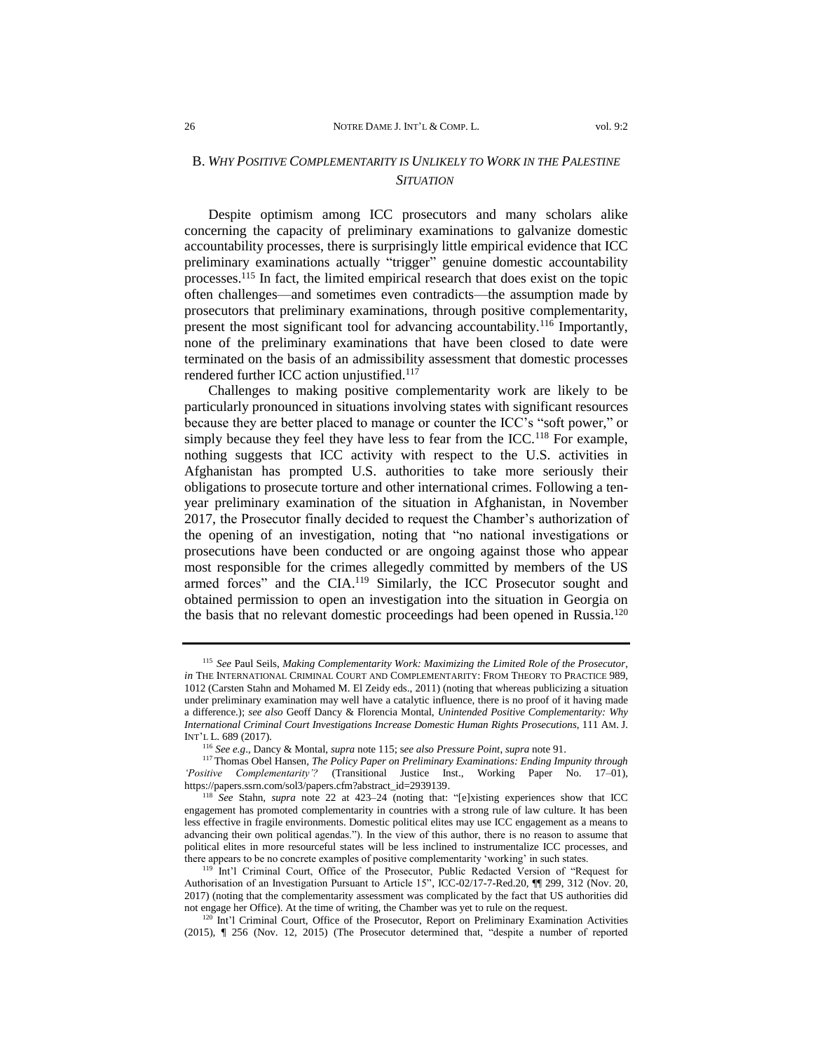### B. *Why Positive Complementarity is Unlikely to Work in the Palestine Situation*

Despite optimism among ICC prosecutors and many scholars alike concerning the capacity of preliminary examinations to galvanize domestic accountability processes, there is surprisingly little empirical evidence that ICC preliminary examinations actually "trigger" genuine domestic accountability processes.[115] In fact, the limited empirical research that does exist on the topic often challenges—and sometimes even contradicts—the assumption made by prosecutors that preliminary examinations, through positive complementarity, present the most significant tool for advancing accountability.[116] Importantly, none of the preliminary examinations that have been closed to date were terminated on the basis of an admissibility assessment that domestic processes rendered further ICC action unjustified.[117]

Challenges to making positive complementarity work are likely to be particularly pronounced in situations involving states with significant resources because they are better placed to manage or counter the ICC's "soft power," or simply because they feel they have less to fear from the ICC.[118] For example, nothing suggests that ICC activity with respect to the U.S. activities in Afghanistan has prompted U.S. authorities to take more seriously their obligations to prosecute torture and other international crimes. Following a ten-year preliminary examination of the situation in Afghanistan, in November 2017, the Prosecutor finally decided to request the Chamber's authorization of the opening of an investigation, noting that "no national investigations or prosecutions have been conducted or are ongoing against those who appear most responsible for the crimes allegedly committed by members of the US armed forces" and the CIA.[119] Similarly, the ICC Prosecutor sought and obtained permission to open an investigation into the situation in Georgia on the basis that no relevant domestic proceedings had been opened in Russia.[120]

---

[115] *See* Paul Seils, *Making Complementarity Work: Maximizing the Limited Role of the Prosecutor*, *in* THE INTERNATIONAL CRIMINAL COURT AND COMPLEMENTARITY: FROM THEORY TO PRACTICE 989, 1012 (Carsten Stahn and Mohamed M. El Zeidy eds., 2011) (noting that whereas publicizing a situation under preliminary examination may well have a catalytic influence, there is no proof of it having made a difference.); *see also* Geoff Dancy & Florencia Montal, *Unintended Positive Complementarity: Why International Criminal Court Investigations Increase Domestic Human Rights Prosecutions*, 111 AM. J. INT'L L. 689 (2017).

[116] *See e.g*., Dancy & Montal, *supra* note 115; s*ee also Pressure Point*, *supra* note 91.

[117] Thomas Obel Hansen, *The Policy Paper on Preliminary Examinations: Ending Impunity through 'Positive Complementarity'?* (Transitional Justice Inst., Working Paper No. 17–01), https://papers.ssrn.com/sol3/papers.cfm?abstract_id=2939139.

[118] *See* Stahn, *supra* note 22 at 423–24 (noting that: "[e]xisting experiences show that ICC engagement has promoted complementarity in countries with a strong rule of law culture. It has been less effective in fragile environments. Domestic political elites may use ICC engagement as a means to advancing their own political agendas."). In the view of this author, there is no reason to assume that political elites in more resourceful states will be less inclined to instrumentalize ICC processes, and there appears to be no concrete examples of positive complementarity 'working' in such states.

[119] Int'l Criminal Court, Office of the Prosecutor, Public Redacted Version of "Request for Authorisation of an Investigation Pursuant to Article 15", ICC-02/17-7-Red.20, ¶¶ 299, 312 (Nov. 20, 2017) (noting that the complementarity assessment was complicated by the fact that US authorities did not engage her Office). At the time of writing, the Chamber was yet to rule on the request.

[120] Int'l Criminal Court, Office of the Prosecutor, Report on Preliminary Examination Activities (2015), ¶ 256 (Nov. 12, 2015) (The Prosecutor determined that, "despite a number of reported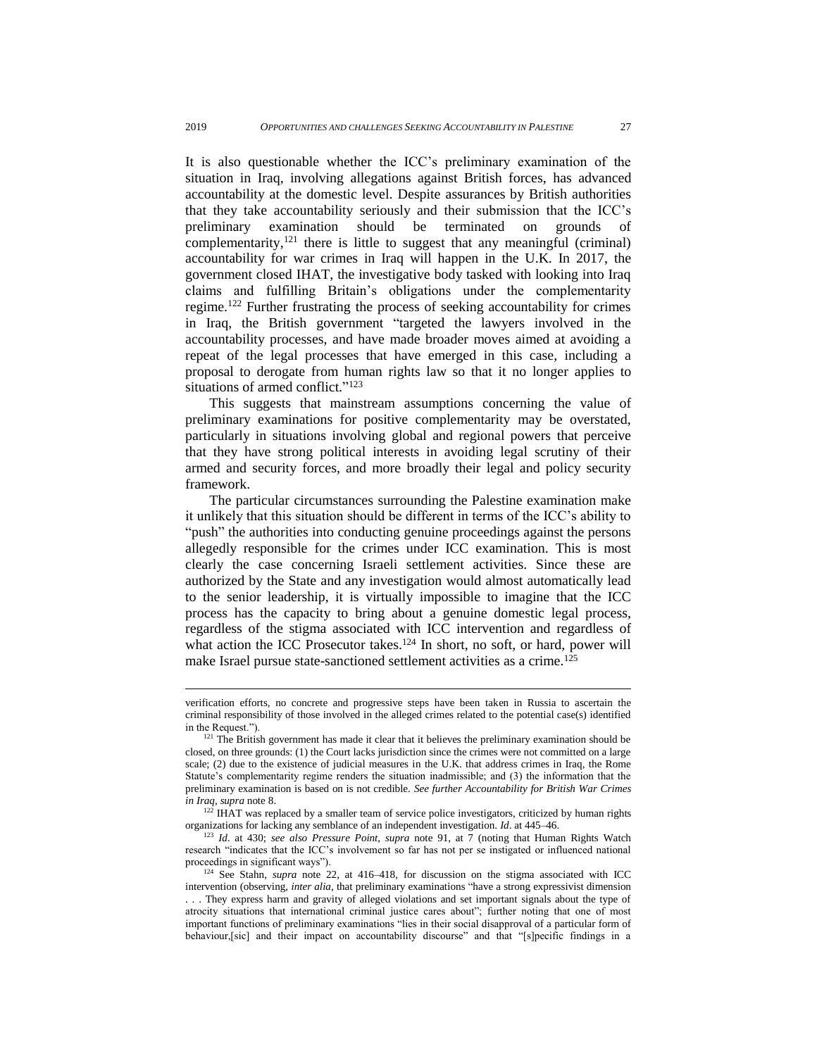It is also questionable whether the ICC's preliminary examination of the situation in Iraq, involving allegations against British forces, has advanced accountability at the domestic level. Despite assurances by British authorities that they take accountability seriously and their submission that the ICC's preliminary examination should be terminated on grounds of complementarity,[121] there is little to suggest that any meaningful (criminal) accountability for war crimes in Iraq will happen in the U.K. In 2017, the government closed IHAT, the investigative body tasked with looking into Iraq claims and fulfilling Britain's obligations under the complementarity regime.[122] Further frustrating the process of seeking accountability for crimes in Iraq, the British government "targeted the lawyers involved in the accountability processes, and have made broader moves aimed at avoiding a repeat of the legal processes that have emerged in this case, including a proposal to derogate from human rights law so that it no longer applies to situations of armed conflict."[123]

This suggests that mainstream assumptions concerning the value of preliminary examinations for positive complementarity may be overstated, particularly in situations involving global and regional powers that perceive that they have strong political interests in avoiding legal scrutiny of their armed and security forces, and more broadly their legal and policy security framework.

The particular circumstances surrounding the Palestine examination make it unlikely that this situation should be different in terms of the ICC's ability to "push" the authorities into conducting genuine proceedings against the persons allegedly responsible for the crimes under ICC examination. This is most clearly the case concerning Israeli settlement activities. Since these are authorized by the State and any investigation would almost automatically lead to the senior leadership, it is virtually impossible to imagine that the ICC process has the capacity to bring about a genuine domestic legal process, regardless of the stigma associated with ICC intervention and regardless of what action the ICC Prosecutor takes.[124] In short, no soft, or hard, power will make Israel pursue state-sanctioned settlement activities as a crime.[125]

---

verification efforts, no concrete and progressive steps have been taken in Russia to ascertain the criminal responsibility of those involved in the alleged crimes related to the potential case(s) identified in the Request.").

[121] The British government has made it clear that it believes the preliminary examination should be closed, on three grounds: (1) the Court lacks jurisdiction since the crimes were not committed on a large scale; (2) due to the existence of judicial measures in the U.K. that address crimes in Iraq, the Rome Statute's complementarity regime renders the situation inadmissible; and (3) the information that the preliminary examination is based on is not credible. *See further Accountability for British War Crimes in Iraq*, *supra* note 8.

[122] IHAT was replaced by a smaller team of service police investigators, criticized by human rights organizations for lacking any semblance of an independent investigation. *Id*. at 445–46.

[123] *Id.* at 430; *see also Pressure Point*, *supra* note 91, at 7 (noting that Human Rights Watch research "indicates that the ICC's involvement so far has not per se instigated or influenced national proceedings in significant ways").

[124] See Stahn, *supra* note 22, at 416–418, for discussion on the stigma associated with ICC intervention (observing, *inter alia*, that preliminary examinations "have a strong expressivist dimension . . . They express harm and gravity of alleged violations and set important signals about the type of atrocity situations that international criminal justice cares about"; further noting that one of most important functions of preliminary examinations "lies in their social disapproval of a particular form of behaviour,[sic] and their impact on accountability discourse" and that "[s]pecific findings in a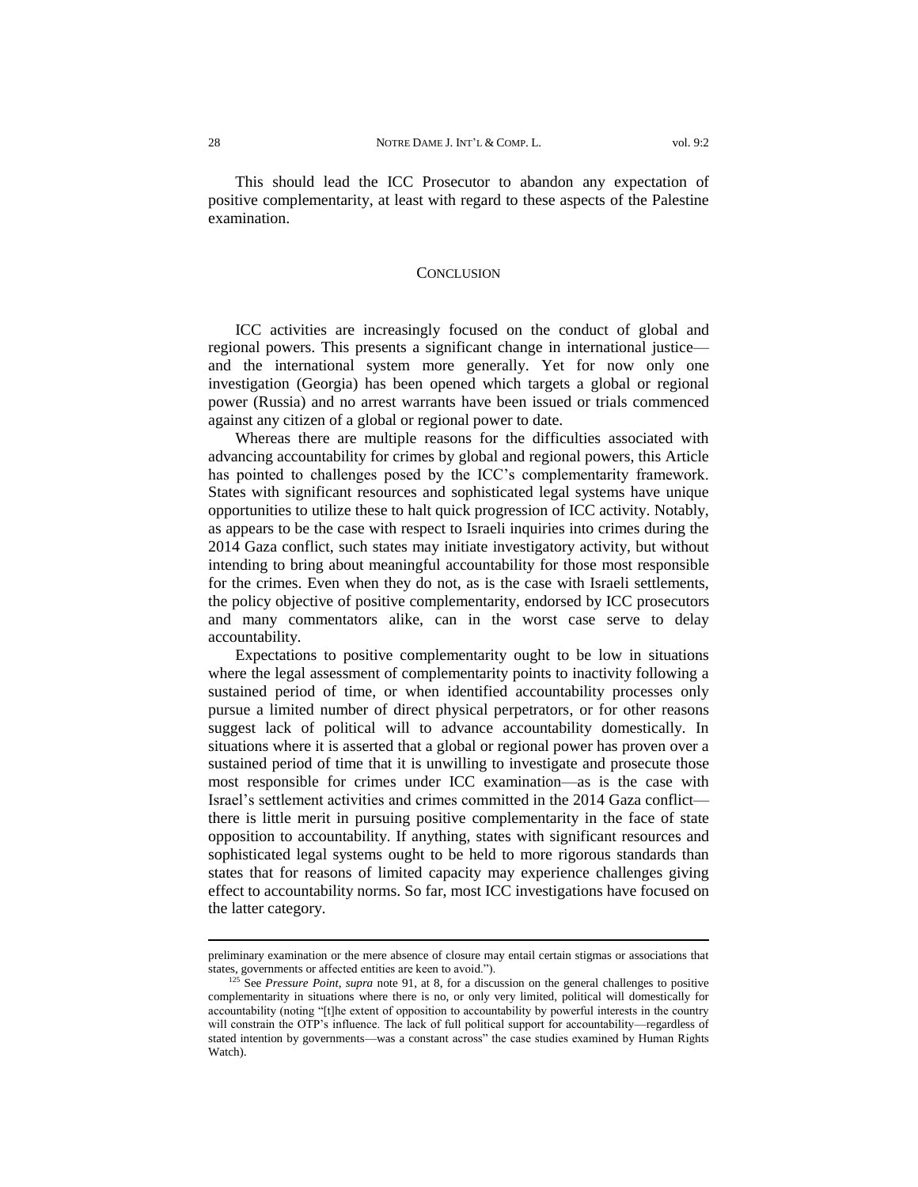This should lead the ICC Prosecutor to abandon any expectation of positive complementarity, at least with regard to these aspects of the Palestine examination.

## CONCLUSION

ICC activities are increasingly focused on the conduct of global and regional powers. This presents a significant change in international justice—and the international system more generally. Yet for now only one investigation (Georgia) has been opened which targets a global or regional power (Russia) and no arrest warrants have been issued or trials commenced against any citizen of a global or regional power to date.

Whereas there are multiple reasons for the difficulties associated with advancing accountability for crimes by global and regional powers, this Article has pointed to challenges posed by the ICC's complementarity framework. States with significant resources and sophisticated legal systems have unique opportunities to utilize these to halt quick progression of ICC activity. Notably, as appears to be the case with respect to Israeli inquiries into crimes during the 2014 Gaza conflict, such states may initiate investigatory activity, but without intending to bring about meaningful accountability for those most responsible for the crimes. Even when they do not, as is the case with Israeli settlements, the policy objective of positive complementarity, endorsed by ICC prosecutors and many commentators alike, can in the worst case serve to delay accountability.

Expectations to positive complementarity ought to be low in situations where the legal assessment of complementarity points to inactivity following a sustained period of time, or when identified accountability processes only pursue a limited number of direct physical perpetrators, or for other reasons suggest lack of political will to advance accountability domestically. In situations where it is asserted that a global or regional power has proven over a sustained period of time that it is unwilling to investigate and prosecute those most responsible for crimes under ICC examination—as is the case with Israel's settlement activities and crimes committed in the 2014 Gaza conflict—there is little merit in pursuing positive complementarity in the face of state opposition to accountability. If anything, states with significant resources and sophisticated legal systems ought to be held to more rigorous standards than states that for reasons of limited capacity may experience challenges giving effect to accountability norms. So far, most ICC investigations have focused on the latter category.

---

preliminary examination or the mere absence of closure may entail certain stigmas or associations that states, governments or affected entities are keen to avoid.").

[125] See *Pressure Point*, *supra* note 91, at 8, for a discussion on the general challenges to positive complementarity in situations where there is no, or only very limited, political will domestically for accountability (noting "[t]he extent of opposition to accountability by powerful interests in the country will constrain the OTP's influence. The lack of full political support for accountability—regardless of stated intention by governments—was a constant across" the case studies examined by Human Rights Watch).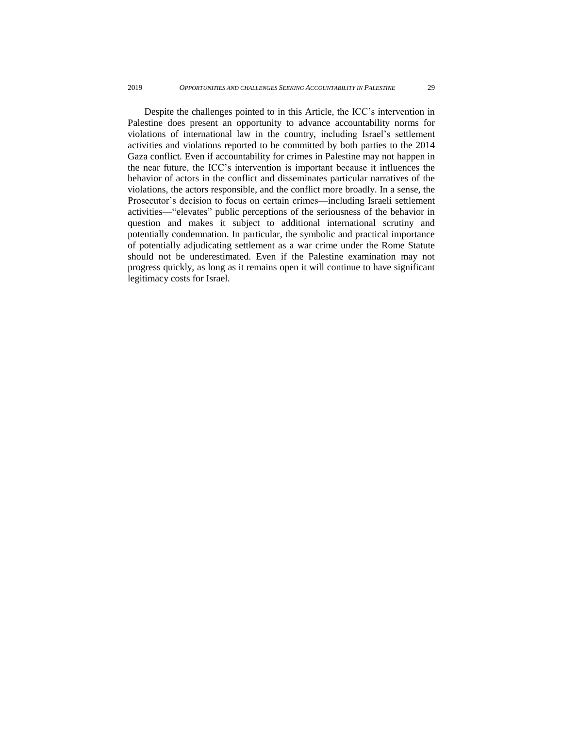Despite the challenges pointed to in this Article, the ICC's intervention in Palestine does present an opportunity to advance accountability norms for violations of international law in the country, including Israel's settlement activities and violations reported to be committed by both parties to the 2014 Gaza conflict. Even if accountability for crimes in Palestine may not happen in the near future, the ICC's intervention is important because it influences the behavior of actors in the conflict and disseminates particular narratives of the violations, the actors responsible, and the conflict more broadly. In a sense, the Prosecutor's decision to focus on certain crimes—including Israeli settlement activities—"elevates" public perceptions of the seriousness of the behavior in question and makes it subject to additional international scrutiny and potentially condemnation. In particular, the symbolic and practical importance of potentially adjudicating settlement as a war crime under the Rome Statute should not be underestimated. Even if the Palestine examination may not progress quickly, as long as it remains open it will continue to have significant legitimacy costs for Israel.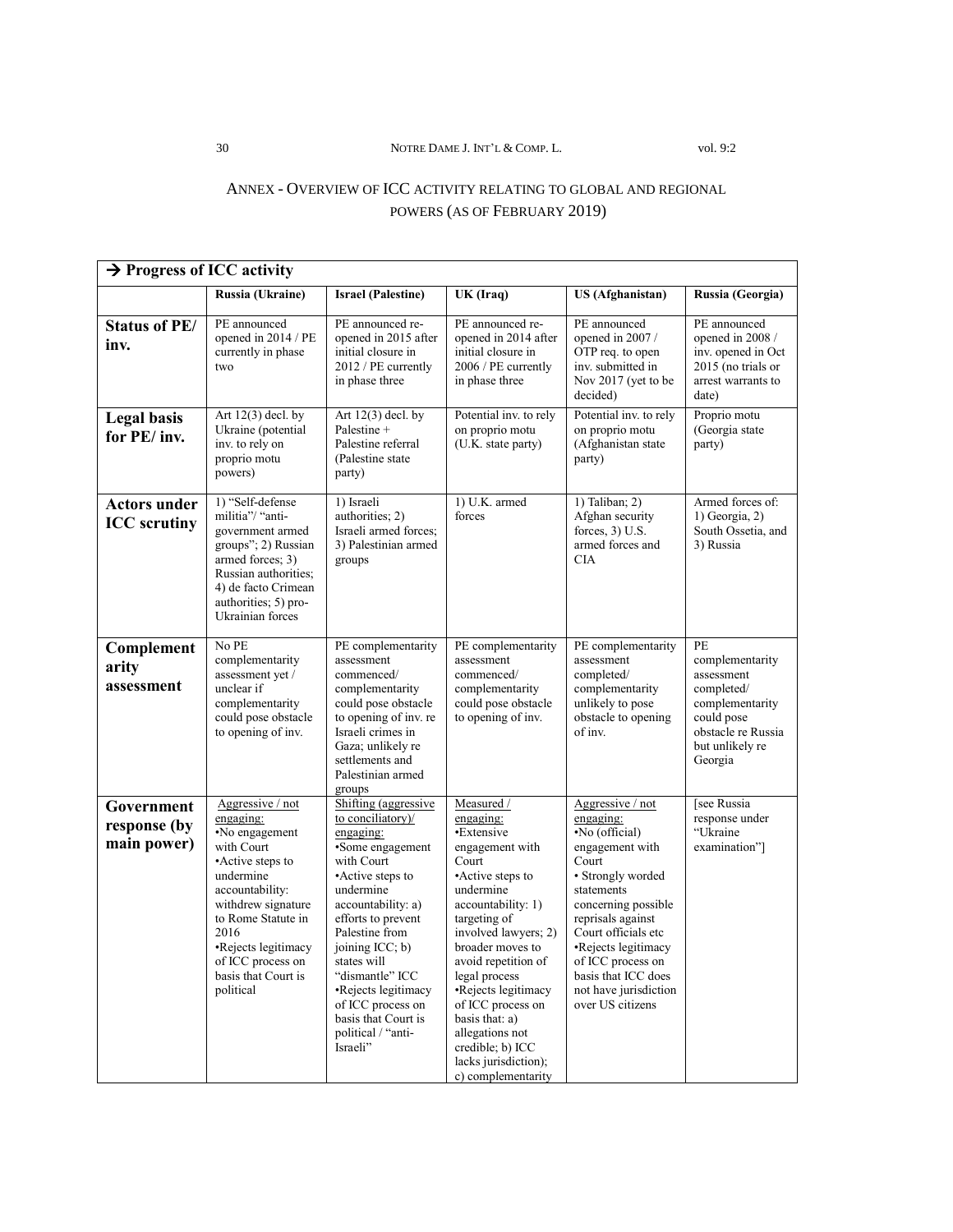## ANNEX - OVERVIEW OF ICC ACTIVITY RELATING TO GLOBAL AND REGIONAL POWERS (AS OF FEBRUARY 2019)

| → Progress of ICC activity | | | | | |
|---|---|---|---|---|---|
| | **Russia (Ukraine)** | **Israel (Palestine)** | **UK (Iraq)** | **US (Afghanistan)** | **Russia (Georgia)** |
| **Status of PE/ inv.** | PE announced opened in 2014 / PE currently in phase two | PE announced re-opened in 2015 after initial closure in 2012 / PE currently in phase three | PE announced re-opened in 2014 after initial closure in 2006 / PE currently in phase three | PE announced opened in 2007 / OTP req. to open inv. submitted in Nov 2017 (yet to be decided) | PE announced opened in 2008 / inv. opened in Oct 2015 (no trials or arrest warrants to date) |
| **Legal basis for PE/ inv.** | Art 12(3) decl. by Ukraine (potential inv. to rely on proprio motu powers) | Art 12(3) decl. by Palestine + Palestine referral (Palestine state party) | Potential inv. to rely on proprio motu (U.K. state party) | Potential inv. to rely on proprio motu (Afghanistan state party) | Proprio motu (Georgia state party) |
| **Actors under ICC scrutiny** | 1) "Self-defense militia"/ "anti-government armed groups"; 2) Russian armed forces; 3) Russian authorities; 4) de facto Crimean authorities; 5) pro-Ukrainian forces | 1) Israeli authorities; 2) Israeli armed forces; 3) Palestinian armed groups | 1) U.K. armed forces | 1) Taliban; 2) Afghan security forces, 3) U.S. armed forces and CIA | Armed forces of: 1) Georgia, 2) South Ossetia, and 3) Russia |
| **Complementarity assessment** | No PE complementarity assessment yet / unclear if complementarity could pose obstacle to opening of inv. | PE complementarity assessment commenced/ complementarity could pose obstacle to opening of inv. re Israeli crimes in Gaza; unlikely re settlements and Palestinian armed groups | PE complementarity assessment commenced/ complementarity could pose obstacle to opening of inv. | PE complementarity assessment completed/ complementarity unlikely to pose obstacle to opening of inv. | PE complementarity assessment completed/ complementarity could pose obstacle re Russia but unlikely re Georgia |
| **Government response (by main power)** | <u>Aggressive / not engaging:</u> •No engagement with Court •Active steps to undermine accountability: withdrew signature to Rome Statute in 2016 •Rejects legitimacy of ICC process on basis that Court is political | <u>Shifting (aggressive to conciliatory)/ engaging:</u> •Some engagement with Court •Active steps to undermine accountability: a) efforts to prevent Palestine from joining ICC; b) states will "dismantle" ICC •Rejects legitimacy of ICC process on basis that Court is political / "anti-Israeli" | <u>Measured / engaging:</u> •Extensive engagement with Court •Active steps to undermine accountability: 1) targeting of involved lawyers; 2) broader moves to avoid repetition of legal process •Rejects legitimacy of ICC process on basis that: a) allegations not credible; b) ICC lacks jurisdiction); c) complementarity | <u>Aggressive / not engaging:</u> •No (official) engagement with Court • Strongly worded statements concerning possible reprisals against Court officials etc •Rejects legitimacy of ICC process on basis that ICC does not have jurisdiction over US citizens | [see Russia response under "Ukraine examination"] |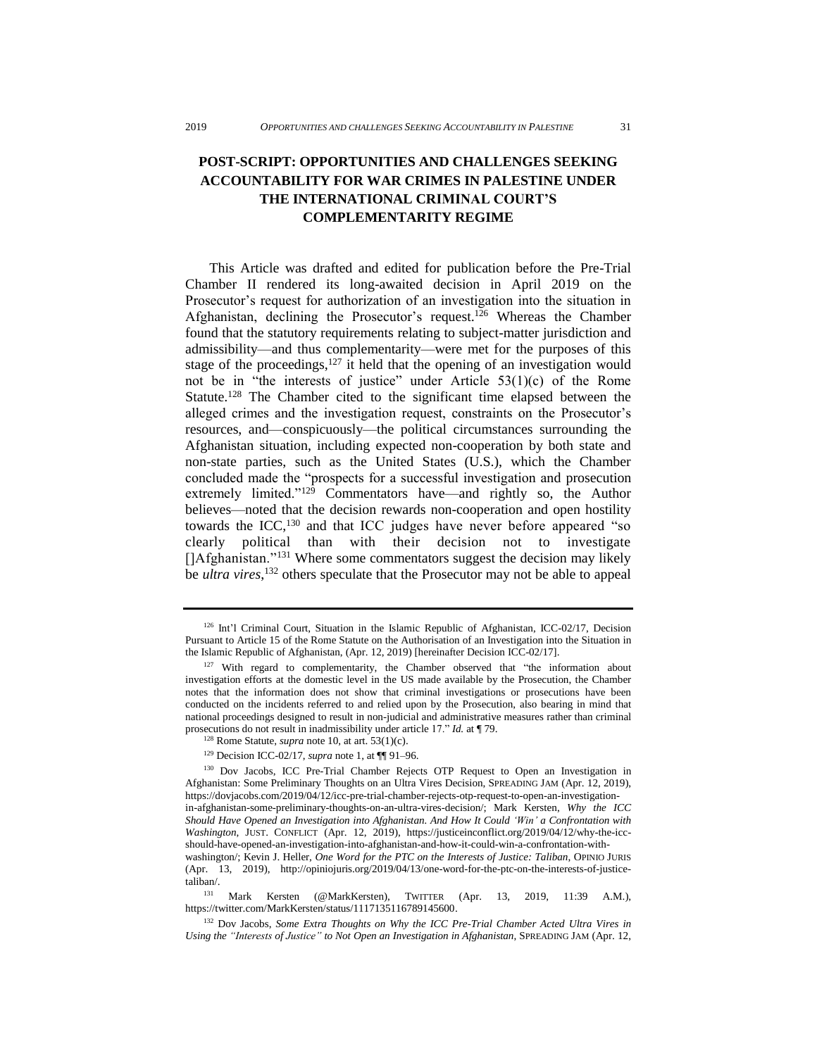# POST-SCRIPT: OPPORTUNITIES AND CHALLENGES SEEKING ACCOUNTABILITY FOR WAR CRIMES IN PALESTINE UNDER THE INTERNATIONAL CRIMINAL COURT'S COMPLEMENTARITY REGIME

This Article was drafted and edited for publication before the Pre-Trial Chamber II rendered its long-awaited decision in April 2019 on the Prosecutor's request for authorization of an investigation into the situation in Afghanistan, declining the Prosecutor's request.[126] Whereas the Chamber found that the statutory requirements relating to subject-matter jurisdiction and admissibility—and thus complementarity—were met for the purposes of this stage of the proceedings,[127] it held that the opening of an investigation would not be in "the interests of justice" under Article 53(1)(c) of the Rome Statute.[128] The Chamber cited to the significant time elapsed between the alleged crimes and the investigation request, constraints on the Prosecutor's resources, and—conspicuously—the political circumstances surrounding the Afghanistan situation, including expected non-cooperation by both state and non-state parties, such as the United States (U.S.), which the Chamber concluded made the "prospects for a successful investigation and prosecution extremely limited."[129] Commentators have—and rightly so, the Author believes—noted that the decision rewards non-cooperation and open hostility towards the ICC,[130] and that ICC judges have never before appeared "so clearly political than with their decision not to investigate []Afghanistan."[131] Where some commentators suggest the decision may likely be *ultra vires*,[132] others speculate that the Prosecutor may not be able to appeal

---

[126] Int'l Criminal Court, Situation in the Islamic Republic of Afghanistan, ICC-02/17, Decision Pursuant to Article 15 of the Rome Statute on the Authorisation of an Investigation into the Situation in the Islamic Republic of Afghanistan, (Apr. 12, 2019) [hereinafter Decision ICC-02/17].

[127] With regard to complementarity, the Chamber observed that "the information about investigation efforts at the domestic level in the US made available by the Prosecution, the Chamber notes that the information does not show that criminal investigations or prosecutions have been conducted on the incidents referred to and relied upon by the Prosecution, also bearing in mind that national proceedings designed to result in non-judicial and administrative measures rather than criminal prosecutions do not result in inadmissibility under article 17." *Id.* at ¶ 79.

[128] Rome Statute, *supra* note 10, at art. 53(1)(c).

[129] Decision ICC-02/17, *supra* note 1, at ¶¶ 91–96.

[130] Dov Jacobs, ICC Pre-Trial Chamber Rejects OTP Request to Open an Investigation in Afghanistan: Some Preliminary Thoughts on an Ultra Vires Decision, SPREADING JAM (Apr. 12, 2019), https://dovjacobs.com/2019/04/12/icc-pre-trial-chamber-rejects-otp-request-to-open-an-investigation-in-afghanistan-some-preliminary-thoughts-on-an-ultra-vires-decision/; Mark Kersten, *Why the ICC Should Have Opened an Investigation into Afghanistan. And How It Could 'Win' a Confrontation with Washington*, JUST. CONFLICT (Apr. 12, 2019), https://justiceinconflict.org/2019/04/12/why-the-icc-should-have-opened-an-investigation-into-afghanistan-and-how-it-could-win-a-confrontation-with-washington/; Kevin J. Heller, *One Word for the PTC on the Interests of Justice: Taliban*, OPINIO JURIS (Apr. 13, 2019), http://opiniojuris.org/2019/04/13/one-word-for-the-ptc-on-the-interests-of-justice-taliban/.

[131] Mark Kersten (@MarkKersten), TWITTER (Apr. 13, 2019, 11:39 A.M.), https://twitter.com/MarkKersten/status/1117135116789145600.

[132] Dov Jacobs, *Some Extra Thoughts on Why the ICC Pre-Trial Chamber Acted Ultra Vires in Using the "Interests of Justice" to Not Open an Investigation in Afghanistan*, SPREADING JAM (Apr. 12,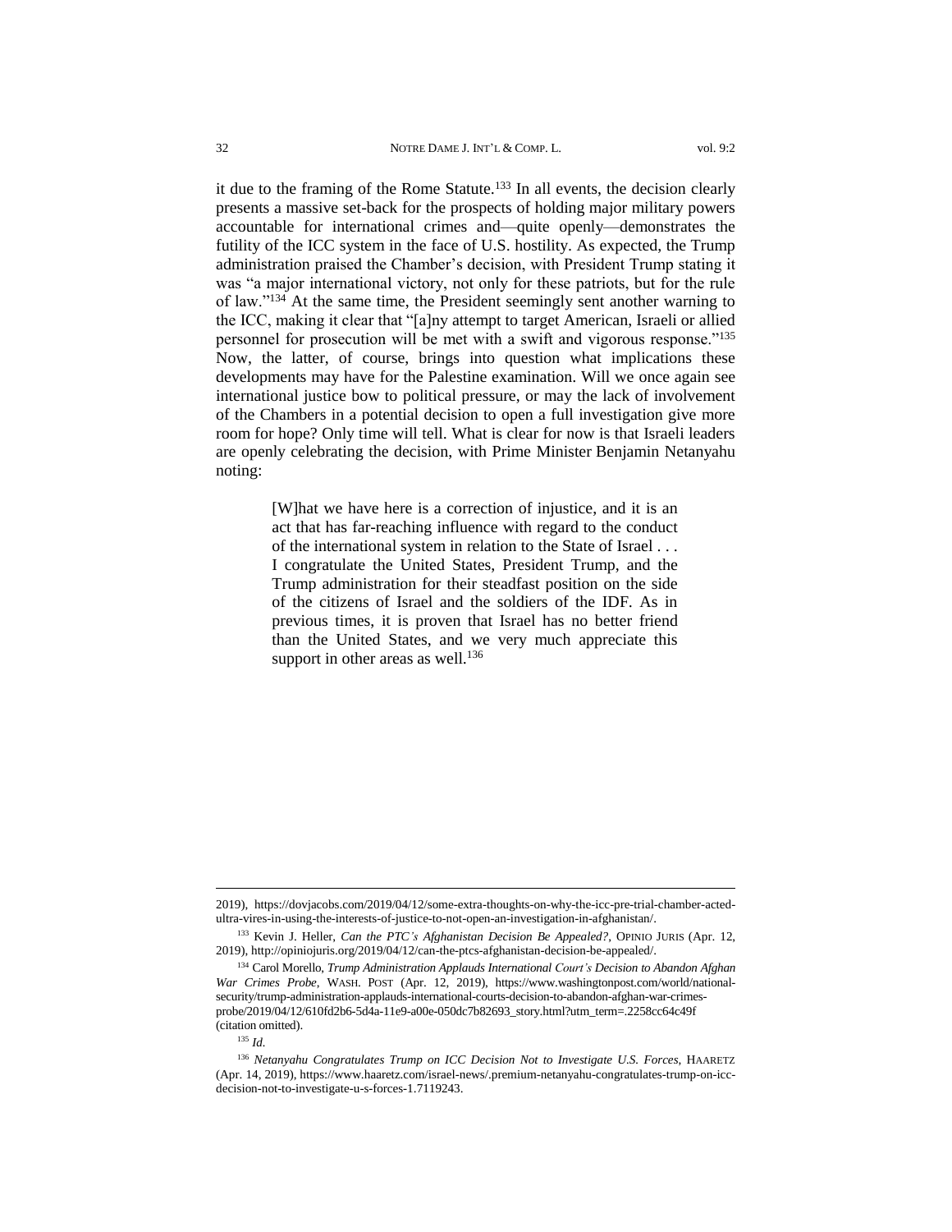it due to the framing of the Rome Statute.[133] In all events, the decision clearly presents a massive set-back for the prospects of holding major military powers accountable for international crimes and—quite openly—demonstrates the futility of the ICC system in the face of U.S. hostility. As expected, the Trump administration praised the Chamber's decision, with President Trump stating it was "a major international victory, not only for these patriots, but for the rule of law."[134] At the same time, the President seemingly sent another warning to the ICC, making it clear that "[a]ny attempt to target American, Israeli or allied personnel for prosecution will be met with a swift and vigorous response."[135] Now, the latter, of course, brings into question what implications these developments may have for the Palestine examination. Will we once again see international justice bow to political pressure, or may the lack of involvement of the Chambers in a potential decision to open a full investigation give more room for hope? Only time will tell. What is clear for now is that Israeli leaders are openly celebrating the decision, with Prime Minister Benjamin Netanyahu noting:

> [W]hat we have here is a correction of injustice, and it is an act that has far-reaching influence with regard to the conduct of the international system in relation to the State of Israel . . . I congratulate the United States, President Trump, and the Trump administration for their steadfast position on the side of the citizens of Israel and the soldiers of the IDF. As in previous times, it is proven that Israel has no better friend than the United States, and we very much appreciate this support in other areas as well.[136]

---

2019), https://dovjacobs.com/2019/04/12/some-extra-thoughts-on-why-the-icc-pre-trial-chamber-acted-ultra-vires-in-using-the-interests-of-justice-to-not-open-an-investigation-in-afghanistan/.

[133] Kevin J. Heller, *Can the PTC's Afghanistan Decision Be Appealed?*, OPINIO JURIS (Apr. 12, 2019), http://opiniojuris.org/2019/04/12/can-the-ptcs-afghanistan-decision-be-appealed/.

[134] Carol Morello, *Trump Administration Applauds International Court's Decision to Abandon Afghan War Crimes Probe*, WASH. POST (Apr. 12, 2019), https://www.washingtonpost.com/world/national-security/trump-administration-applauds-international-courts-decision-to-abandon-afghan-war-crimes-probe/2019/04/12/610fd2b6-5d4a-11e9-a00e-050dc7b82693_story.html?utm_term=.2258cc64c49f (citation omitted).

[135] *Id.*

[136] *Netanyahu Congratulates Trump on ICC Decision Not to Investigate U.S. Forces*, HAARETZ (Apr. 14, 2019), https://www.haaretz.com/israel-news/.premium-netanyahu-congratulates-trump-on-icc-decision-not-to-investigate-u-s-forces-1.7119243.